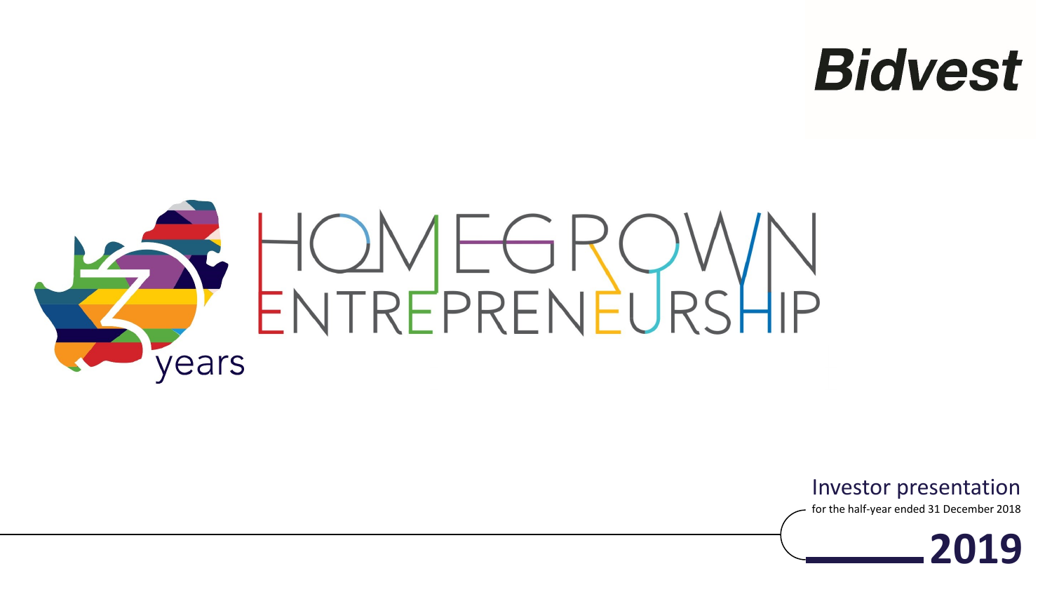Bidvest

30 years

# HOMEGROWN ENTREPRENEURSHIP

Investor presentation

for the half-year ended 31 December 2018

**2019**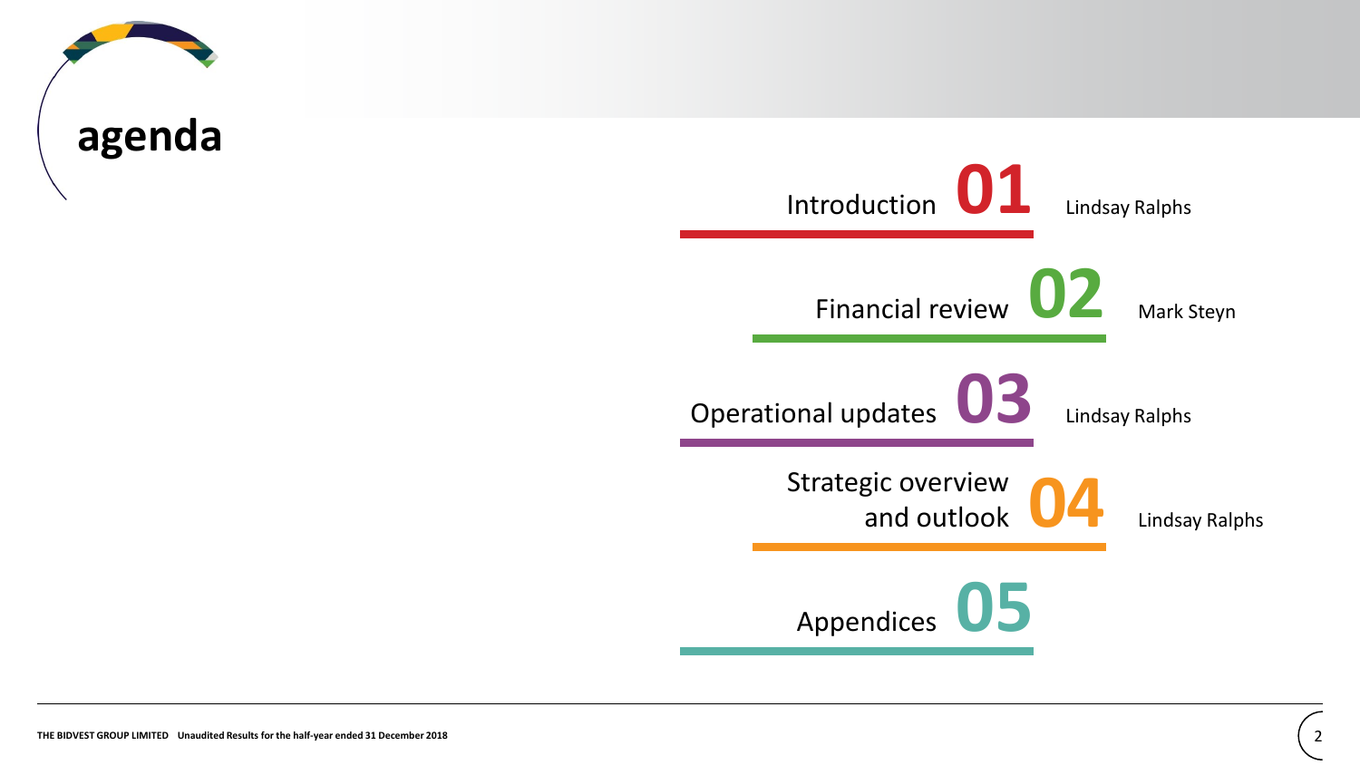# agenda

| Section | No. | Presenter |
| --- | --- | --- |
| Introduction | 01 | Lindsay Ralphs |
| Financial review | 02 | Mark Steyn |
| Operational updates | 03 | Lindsay Ralphs |
| Strategic overview and outlook | 04 | Lindsay Ralphs |
| Appendices | 05 | |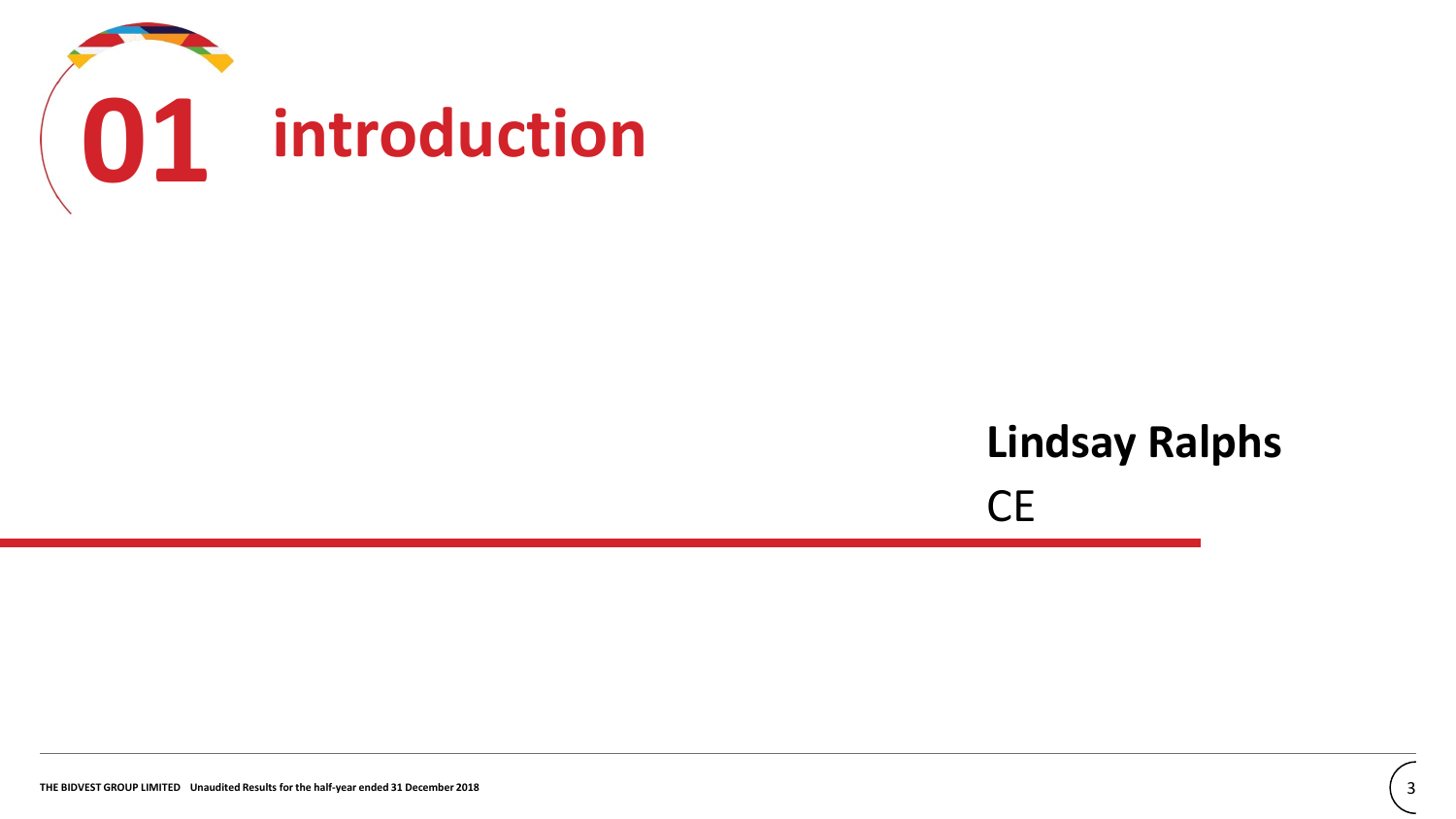# 01 introduction

**Lindsay Ralphs**

CE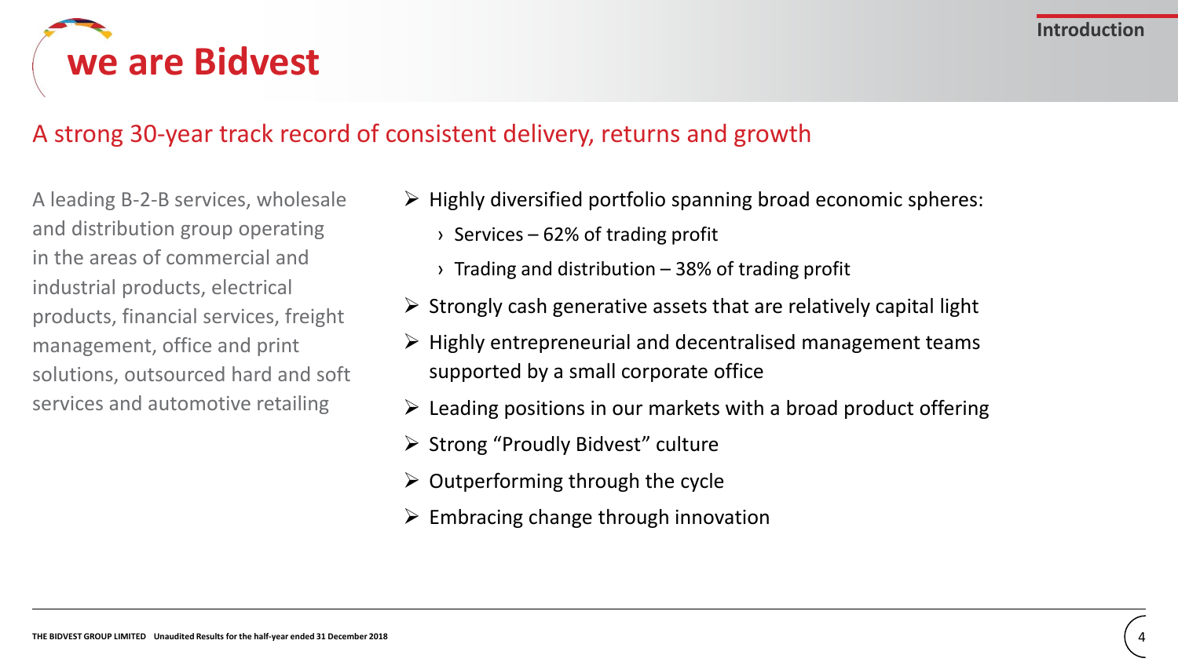# we are Bidvest

## A strong 30-year track record of consistent delivery, returns and growth

A leading B-2-B services, wholesale and distribution group operating in the areas of commercial and industrial products, electrical products, financial services, freight management, office and print solutions, outsourced hard and soft services and automotive retailing

- Highly diversified portfolio spanning broad economic spheres:
  - Services – 62% of trading profit
  - Trading and distribution – 38% of trading profit
- Strongly cash generative assets that are relatively capital light
- Highly entrepreneurial and decentralised management teams supported by a small corporate office
- Leading positions in our markets with a broad product offering
- Strong "Proudly Bidvest" culture
- Outperforming through the cycle
- Embracing change through innovation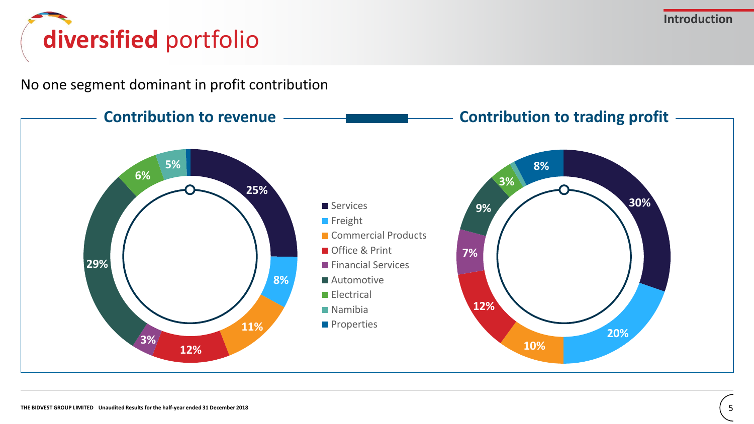# **diversified** portfolio

No one segment dominant in profit contribution

## Contribution to revenue / Contribution to trading profit

| Segment | Contribution to revenue | Contribution to trading profit |
|---|---|---|
| Services | 25% | 30% |
| Freight | 8% | 20% |
| Commercial Products | 11% | 10% |
| Office & Print | 12% | 12% |
| Financial Services | 3% | 7% |
| Automotive | 29% | 9% |
| Electrical | 6% | 3% |
| Namibia | 5% | |
| Properties | | 8% |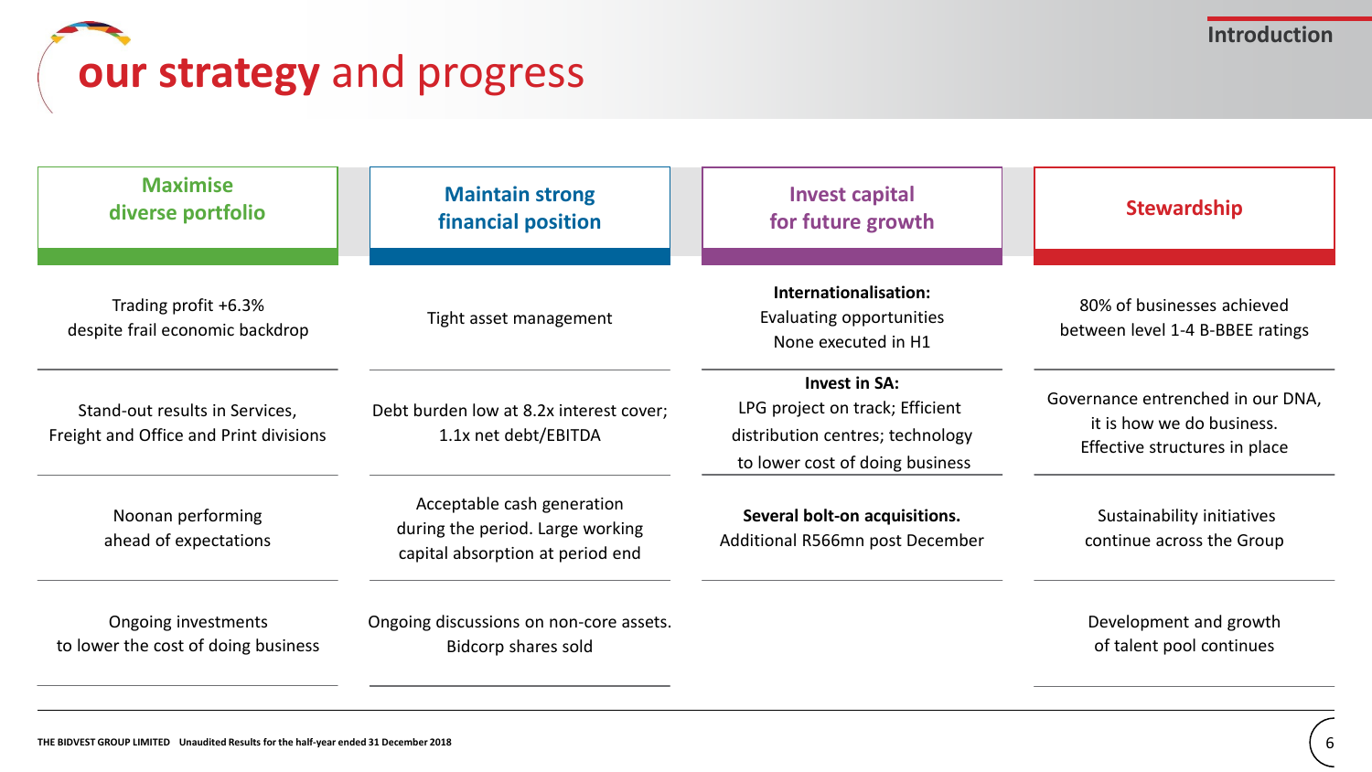# our strategy and progress

| Maximise diverse portfolio | Maintain strong financial position | Invest capital for future growth | Stewardship |
|---|---|---|---|
| Trading profit +6.3% despite frail economic backdrop | Tight asset management | **Internationalisation:** Evaluating opportunities None executed in H1 | 80% of businesses achieved between level 1-4 B-BBEE ratings |
| Stand-out results in Services, Freight and Office and Print divisions | Debt burden low at 8.2x interest cover; 1.1x net debt/EBITDA | **Invest in SA:** LPG project on track; Efficient distribution centres; technology to lower cost of doing business | Governance entrenched in our DNA, it is how we do business. Effective structures in place |
| Noonan performing ahead of expectations | Acceptable cash generation during the period. Large working capital absorption at period end | **Several bolt-on acquisitions.** Additional R566mn post December | Sustainability initiatives continue across the Group |
| Ongoing investments to lower the cost of doing business | Ongoing discussions on non-core assets. Bidcorp shares sold | | Development and growth of talent pool continues |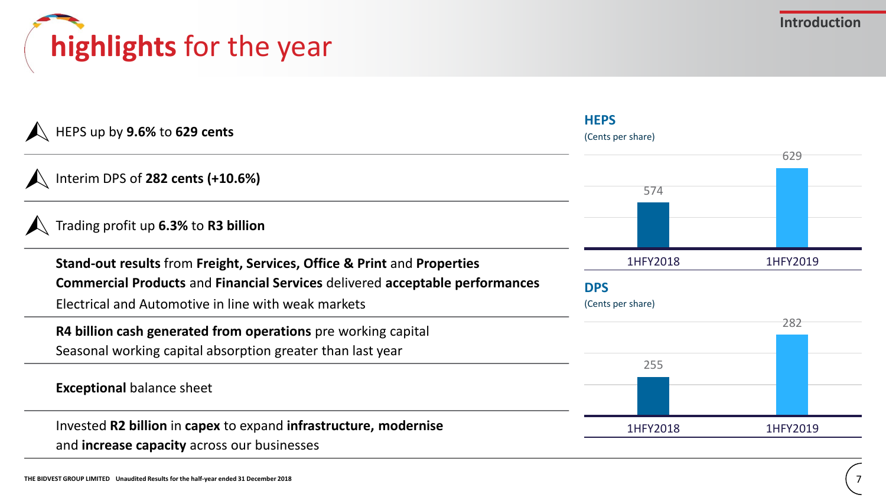# highlights for the year

Introduction

- HEPS up by **9.6%** to **629 cents**
- Interim DPS of **282 cents (+10.6%)**
- Trading profit up **6.3%** to **R3 billion**

**Stand-out results** from **Freight, Services, Office & Print** and **Properties**
**Commercial Products** and **Financial Services** delivered **acceptable performances**
Electrical and Automotive in line with weak markets

**R4 billion cash generated from operations** pre working capital
Seasonal working capital absorption greater than last year

**Exceptional** balance sheet

Invested **R2 billion** in **capex** to expand **infrastructure, modernise** and **increase capacity** across our businesses

**HEPS**
(Cents per share)

| 1HFY2018 | 1HFY2019 |
| --- | --- |
| 574 | 629 |

**DPS**
(Cents per share)

| 1HFY2018 | 1HFY2019 |
| --- | --- |
| 255 | 282 |

THE BIDVEST GROUP LIMITED Unaudited Results for the half-year ended 31 December 2018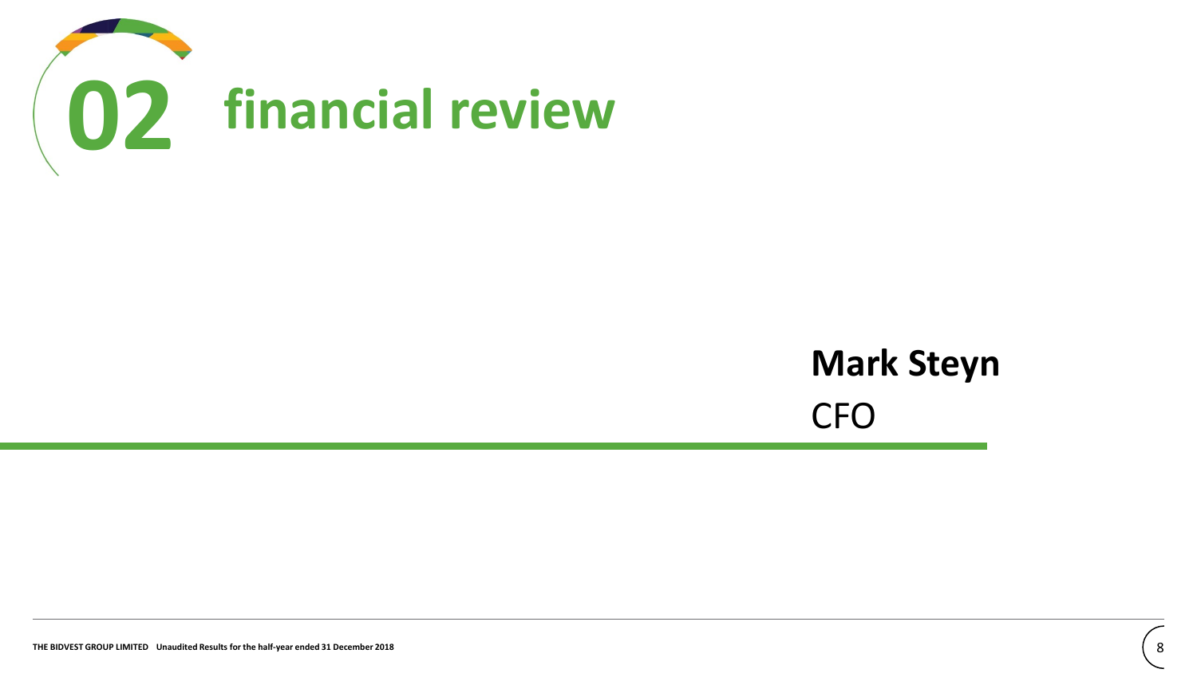# 02 financial review

**Mark Steyn**

CFO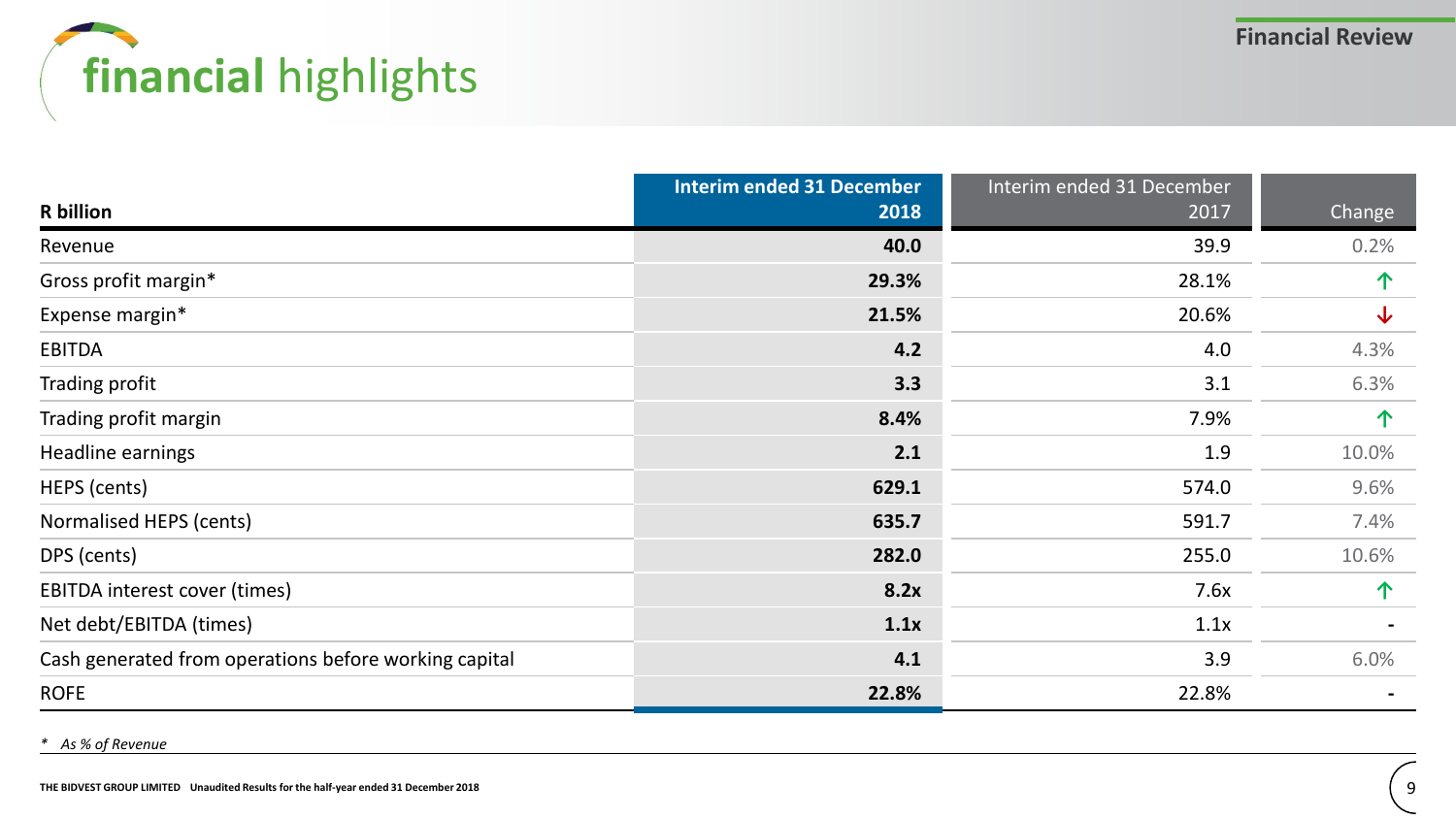# financial highlights

Financial Review

| R billion | Interim ended 31 December 2018 | Interim ended 31 December 2017 | Change |
|---|---|---|---|
| Revenue | **40.0** | 39.9 | 0.2% |
| Gross profit margin* | **29.3%** | 28.1% | ↑ |
| Expense margin* | **21.5%** | 20.6% | ↓ |
| EBITDA | **4.2** | 4.0 | 4.3% |
| Trading profit | **3.3** | 3.1 | 6.3% |
| Trading profit margin | **8.4%** | 7.9% | ↑ |
| Headline earnings | **2.1** | 1.9 | 10.0% |
| HEPS (cents) | **629.1** | 574.0 | 9.6% |
| Normalised HEPS (cents) | **635.7** | 591.7 | 7.4% |
| DPS (cents) | **282.0** | 255.0 | 10.6% |
| EBITDA interest cover (times) | **8.2x** | 7.6x | ↑ |
| Net debt/EBITDA (times) | **1.1x** | 1.1x | - |
| Cash generated from operations before working capital | **4.1** | 3.9 | 6.0% |
| ROFE | **22.8%** | 22.8% | - |

*\* As % of Revenue*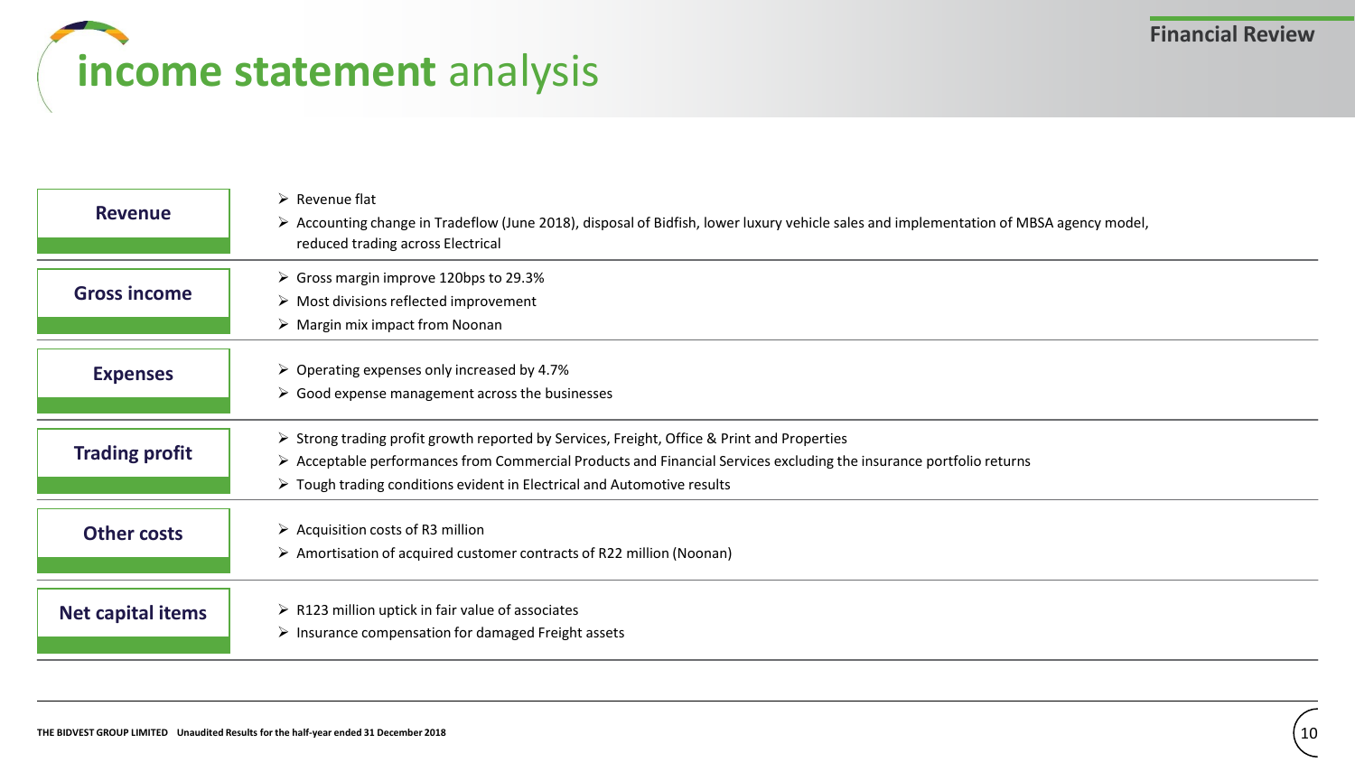# income statement analysis

Financial Review

**Revenue**

- Revenue flat
- Accounting change in Tradeflow (June 2018), disposal of Bidfish, lower luxury vehicle sales and implementation of MBSA agency model, reduced trading across Electrical

**Gross income**

- Gross margin improve 120bps to 29.3%
- Most divisions reflected improvement
- Margin mix impact from Noonan

**Expenses**

- Operating expenses only increased by 4.7%
- Good expense management across the businesses

**Trading profit**

- Strong trading profit growth reported by Services, Freight, Office & Print and Properties
- Acceptable performances from Commercial Products and Financial Services excluding the insurance portfolio returns
- Tough trading conditions evident in Electrical and Automotive results

**Other costs**

- Acquisition costs of R3 million
- Amortisation of acquired customer contracts of R22 million (Noonan)

**Net capital items**

- R123 million uptick in fair value of associates
- Insurance compensation for damaged Freight assets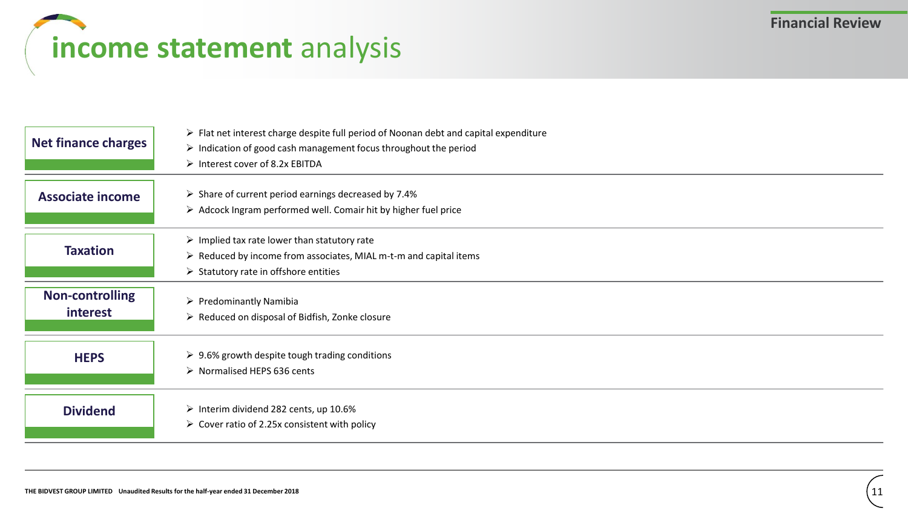# **income statement** analysis

Financial Review

**Net finance charges**

- Flat net interest charge despite full period of Noonan debt and capital expenditure
- Indication of good cash management focus throughout the period
- Interest cover of 8.2x EBITDA

**Associate income**

- Share of current period earnings decreased by 7.4%
- Adcock Ingram performed well. Comair hit by higher fuel price

**Taxation**

- Implied tax rate lower than statutory rate
- Reduced by income from associates, MIAL m-t-m and capital items
- Statutory rate in offshore entities

**Non-controlling interest**

- Predominantly Namibia
- Reduced on disposal of Bidfish, Zonke closure

**HEPS**

- 9.6% growth despite tough trading conditions
- Normalised HEPS 636 cents

**Dividend**

- Interim dividend 282 cents, up 10.6%
- Cover ratio of 2.25x consistent with policy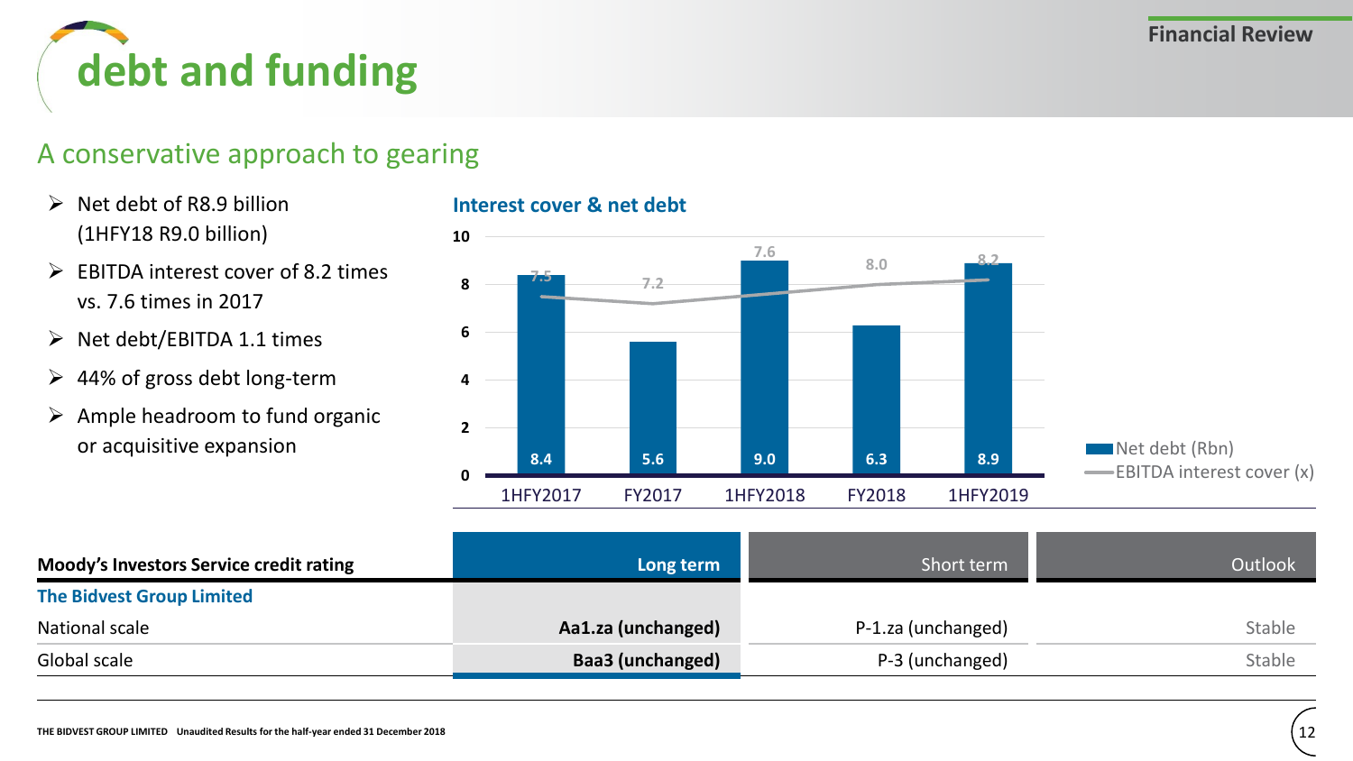# debt and funding

## A conservative approach to gearing

- Net debt of R8.9 billion (1HFY18 R9.0 billion)
- EBITDA interest cover of 8.2 times vs. 7.6 times in 2017
- Net debt/EBITDA 1.1 times
- 44% of gross debt long-term
- Ample headroom to fund organic or acquisitive expansion

**Interest cover & net debt**

| | 1HFY2017 | FY2017 | 1HFY2018 | FY2018 | 1HFY2019 |
|---|---|---|---|---|---|
| Net debt (Rbn) | 8.4 | 5.6 | 9.0 | 6.3 | 8.9 |
| EBITDA interest cover (x) | 7.5 | 7.2 | 7.6 | 8.0 | 8.2 |

| Moody's Investors Service credit rating | Long term | Short term | Outlook |
|---|---|---|---|
| **The Bidvest Group Limited** | | | |
| National scale | **Aa1.za (unchanged)** | P-1.za (unchanged) | Stable |
| Global scale | **Baa3 (unchanged)** | P-3 (unchanged) | Stable |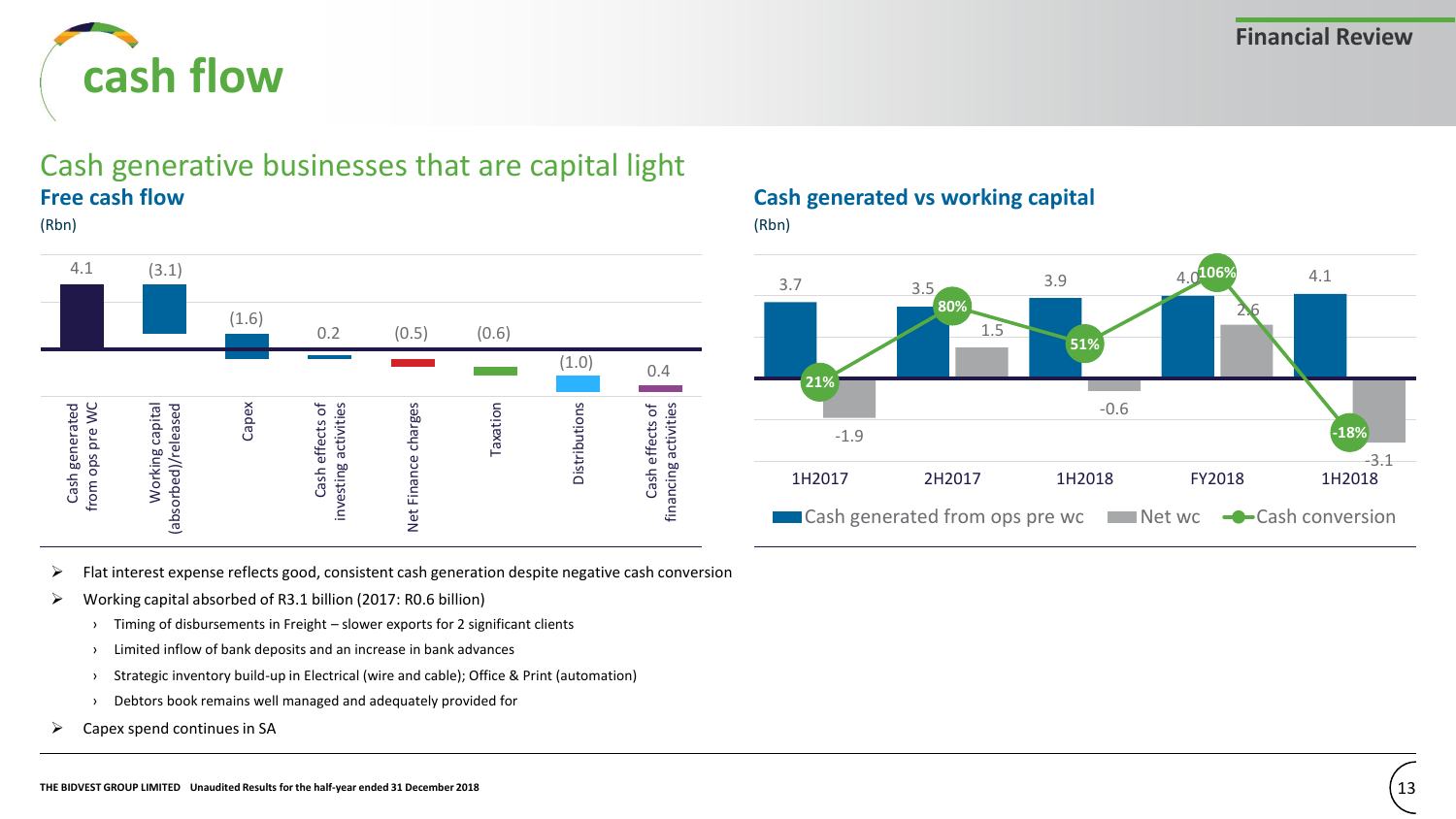# cash flow

## Cash generative businesses that are capital light

### Free cash flow

(Rbn)

| Item | Rbn |
|---|---|
| Cash generated from ops pre WC | 4.1 |
| Working capital (absorbed)/released | (3.1) |
| Capex | (1.6) |
| Cash effects of investing activities | 0.2 |
| Net Finance charges | (0.5) |
| Taxation | (0.6) |
| Distributions | (1.0) |
| Cash effects of financing activities | 0.4 |

### Cash generated vs working capital

(Rbn)

| Period | Cash generated from ops pre wc | Net wc | Cash conversion |
|---|---|---|---|
| 1H2017 | 3.7 | -1.9 | 21% |
| 2H2017 | 3.5 | 1.5 | 80% |
| 1H2018 | 3.9 | -0.6 | 51% |
| FY2018 | 4.0 | 2.6 | 106% |
| 1H2018 | 4.1 | -3.1 | -18% |

- Flat interest expense reflects good, consistent cash generation despite negative cash conversion
- Working capital absorbed of R3.1 billion (2017: R0.6 billion)
  - Timing of disbursements in Freight – slower exports for 2 significant clients
  - Limited inflow of bank deposits and an increase in bank advances
  - Strategic inventory build-up in Electrical (wire and cable); Office & Print (automation)
  - Debtors book remains well managed and adequately provided for
- Capex spend continues in SA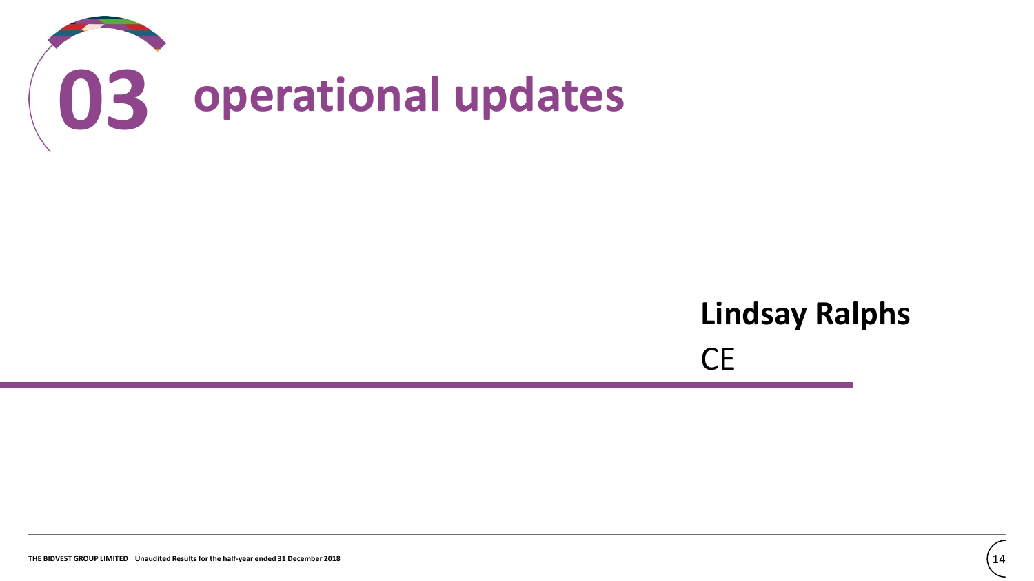# 03 operational updates

**Lindsay Ralphs**

CE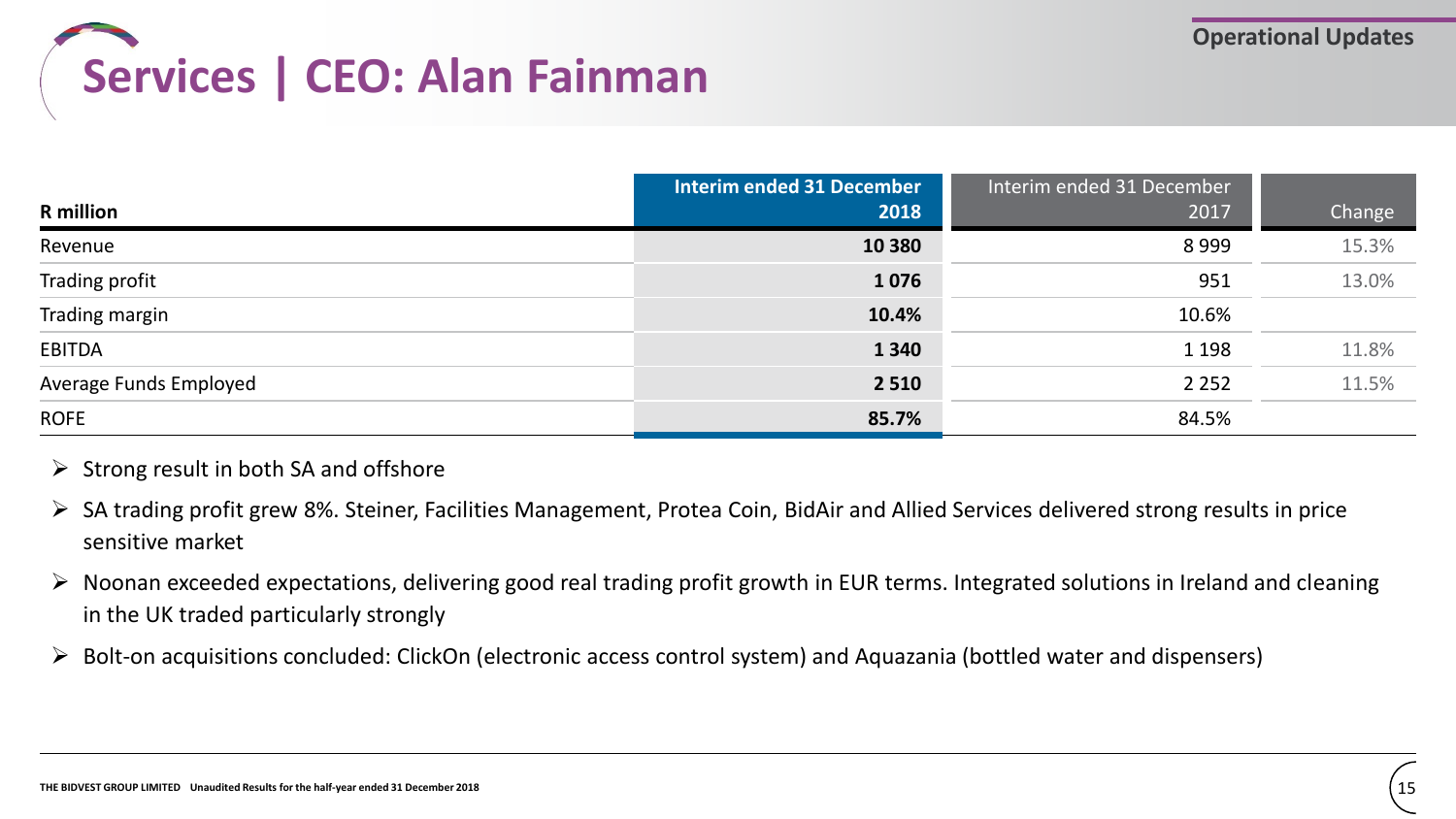# Services | CEO: Alan Fainman

Operational Updates

| R million | Interim ended 31 December 2018 | Interim ended 31 December 2017 | Change |
|---|---|---|---|
| Revenue | **10 380** | 8 999 | 15.3% |
| Trading profit | **1 076** | 951 | 13.0% |
| Trading margin | **10.4%** | 10.6% | |
| EBITDA | **1 340** | 1 198 | 11.8% |
| Average Funds Employed | **2 510** | 2 252 | 11.5% |
| ROFE | **85.7%** | 84.5% | |

- Strong result in both SA and offshore
- SA trading profit grew 8%. Steiner, Facilities Management, Protea Coin, BidAir and Allied Services delivered strong results in price sensitive market
- Noonan exceeded expectations, delivering good real trading profit growth in EUR terms. Integrated solutions in Ireland and cleaning in the UK traded particularly strongly
- Bolt-on acquisitions concluded: ClickOn (electronic access control system) and Aquazania (bottled water and dispensers)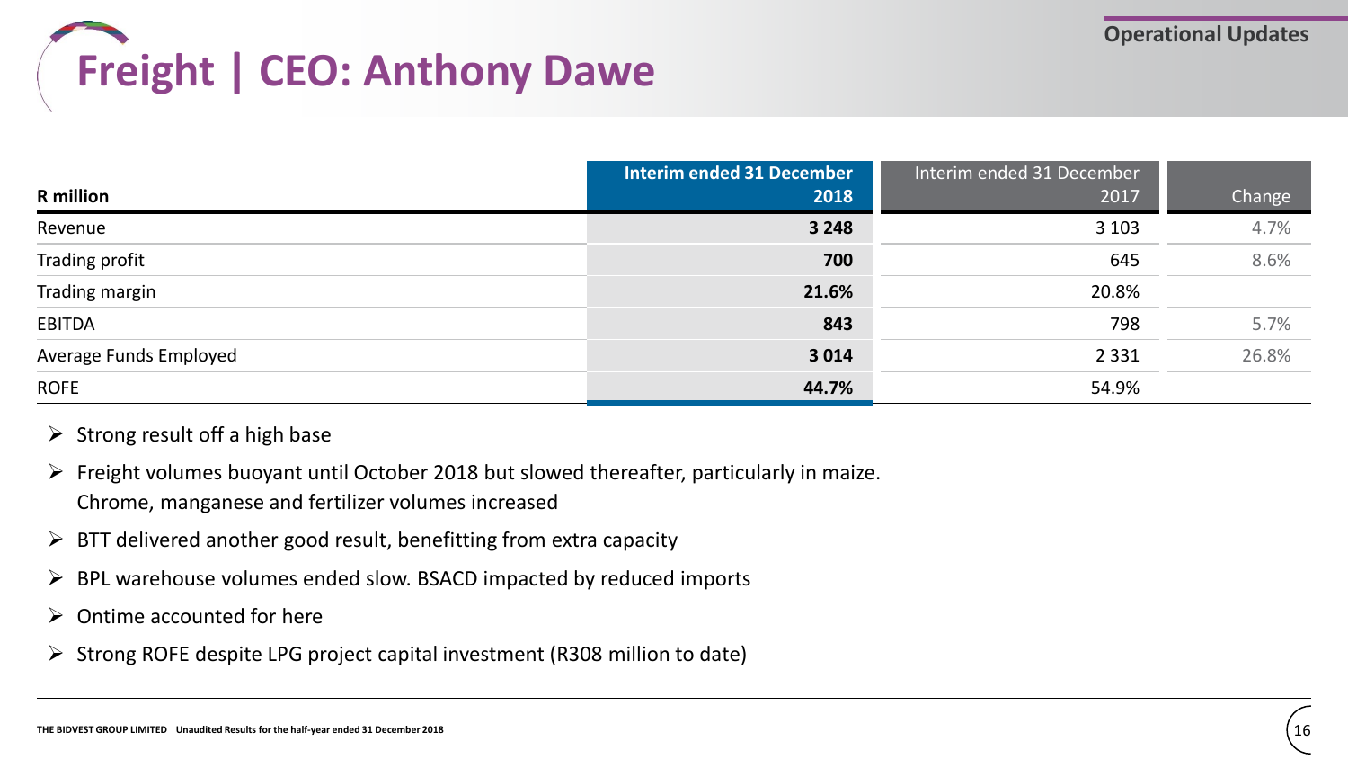# Freight | CEO: Anthony Dawe

| R million | Interim ended 31 December 2018 | Interim ended 31 December 2017 | Change |
|---|---|---|---|
| Revenue | **3 248** | 3 103 | 4.7% |
| Trading profit | **700** | 645 | 8.6% |
| Trading margin | **21.6%** | 20.8% | |
| EBITDA | **843** | 798 | 5.7% |
| Average Funds Employed | **3 014** | 2 331 | 26.8% |
| ROFE | **44.7%** | 54.9% | |

- Strong result off a high base
- Freight volumes buoyant until October 2018 but slowed thereafter, particularly in maize. Chrome, manganese and fertilizer volumes increased
- BTT delivered another good result, benefitting from extra capacity
- BPL warehouse volumes ended slow. BSACD impacted by reduced imports
- Ontime accounted for here
- Strong ROFE despite LPG project capital investment (R308 million to date)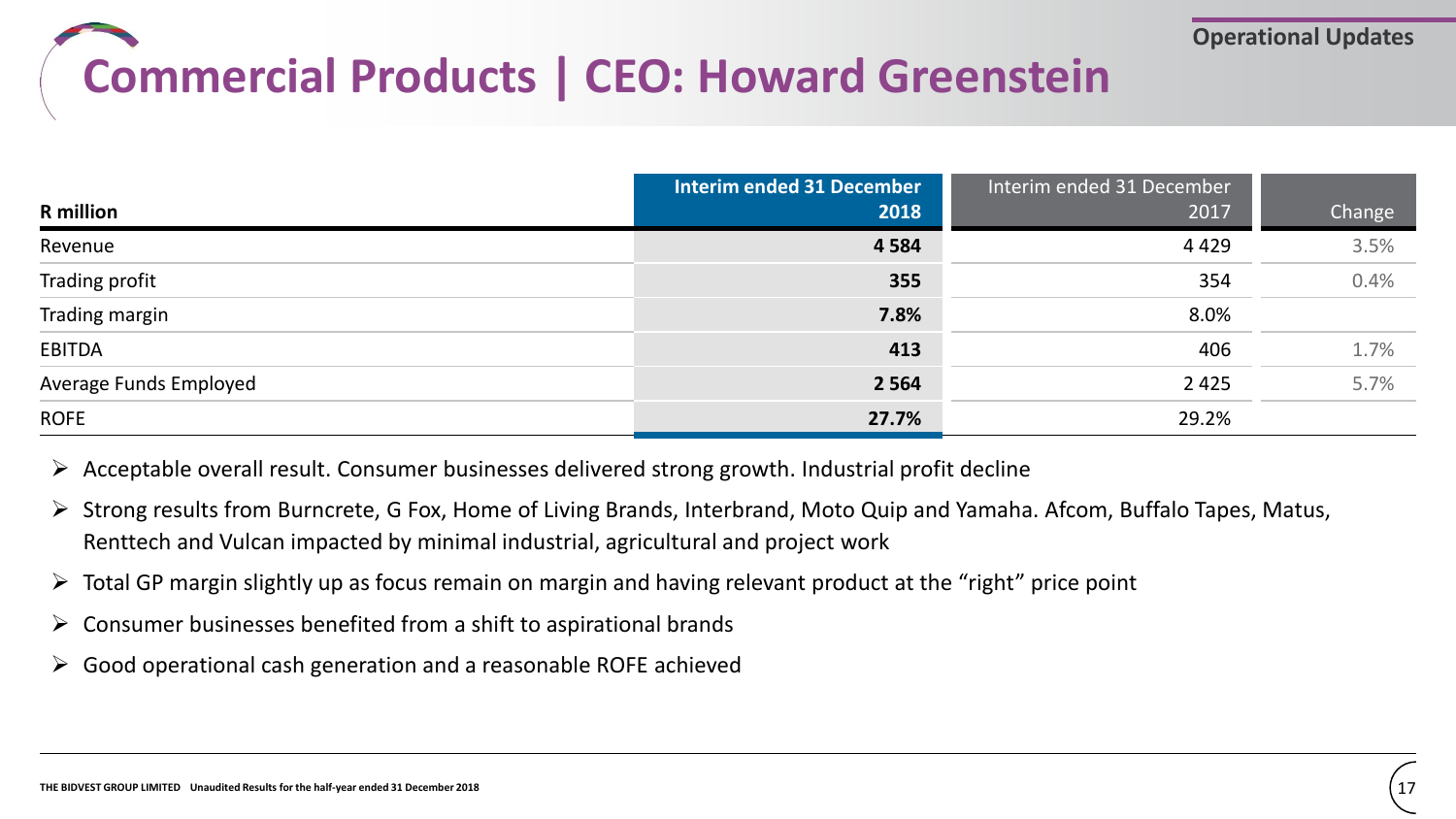# Commercial Products | CEO: Howard Greenstein

| R million | Interim ended 31 December 2018 | Interim ended 31 December 2017 | Change |
|---|---|---|---|
| Revenue | **4 584** | 4 429 | 3.5% |
| Trading profit | **355** | 354 | 0.4% |
| Trading margin | **7.8%** | 8.0% | |
| EBITDA | **413** | 406 | 1.7% |
| Average Funds Employed | **2 564** | 2 425 | 5.7% |
| ROFE | **27.7%** | 29.2% | |

- Acceptable overall result. Consumer businesses delivered strong growth. Industrial profit decline
- Strong results from Burncrete, G Fox, Home of Living Brands, Interbrand, Moto Quip and Yamaha. Afcom, Buffalo Tapes, Matus, Renttech and Vulcan impacted by minimal industrial, agricultural and project work
- Total GP margin slightly up as focus remain on margin and having relevant product at the "right" price point
- Consumer businesses benefited from a shift to aspirational brands
- Good operational cash generation and a reasonable ROFE achieved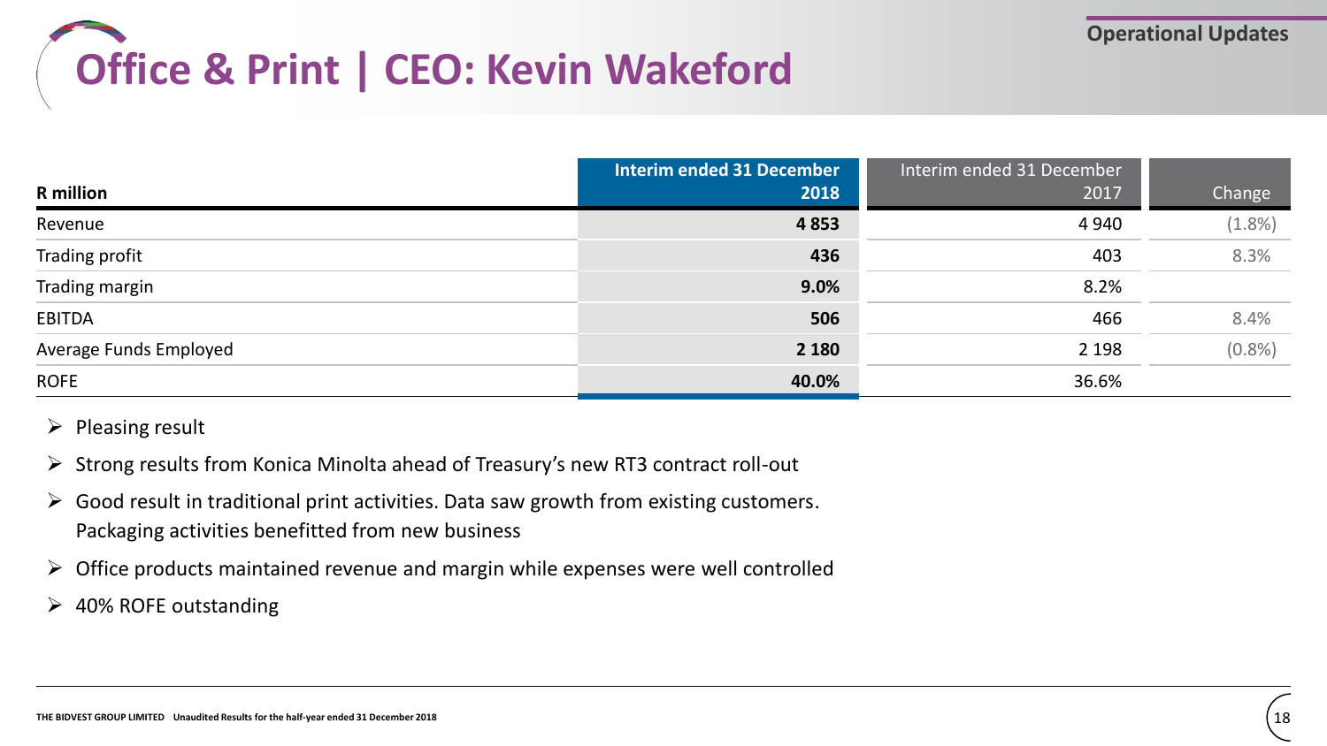# Office & Print | CEO: Kevin Wakeford

Operational Updates

| R million | Interim ended 31 December 2018 | Interim ended 31 December 2017 | Change |
|---|---|---|---|
| Revenue | **4 853** | 4 940 | (1.8%) |
| Trading profit | **436** | 403 | 8.3% |
| Trading margin | **9.0%** | 8.2% | |
| EBITDA | **506** | 466 | 8.4% |
| Average Funds Employed | **2 180** | 2 198 | (0.8%) |
| ROFE | **40.0%** | 36.6% | |

- Pleasing result
- Strong results from Konica Minolta ahead of Treasury's new RT3 contract roll-out
- Good result in traditional print activities. Data saw growth from existing customers. Packaging activities benefitted from new business
- Office products maintained revenue and margin while expenses were well controlled
- 40% ROFE outstanding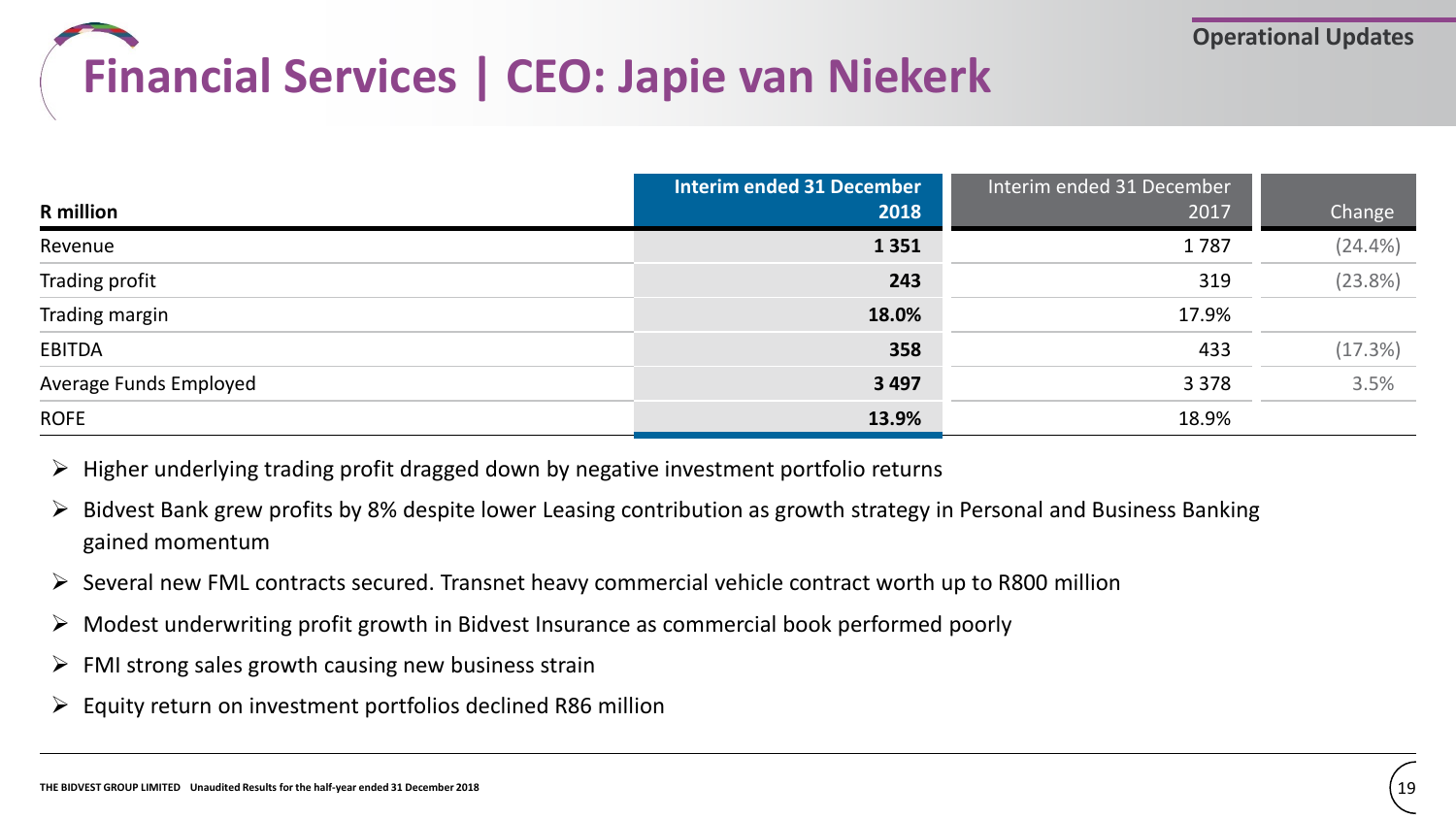# Financial Services | CEO: Japie van Niekerk

Operational Updates

| R million | Interim ended 31 December 2018 | Interim ended 31 December 2017 | Change |
|---|---|---|---|
| Revenue | **1 351** | 1 787 | (24.4%) |
| Trading profit | **243** | 319 | (23.8%) |
| Trading margin | **18.0%** | 17.9% | |
| EBITDA | **358** | 433 | (17.3%) |
| Average Funds Employed | **3 497** | 3 378 | 3.5% |
| ROFE | **13.9%** | 18.9% | |

- Higher underlying trading profit dragged down by negative investment portfolio returns
- Bidvest Bank grew profits by 8% despite lower Leasing contribution as growth strategy in Personal and Business Banking gained momentum
- Several new FML contracts secured. Transnet heavy commercial vehicle contract worth up to R800 million
- Modest underwriting profit growth in Bidvest Insurance as commercial book performed poorly
- FMI strong sales growth causing new business strain
- Equity return on investment portfolios declined R86 million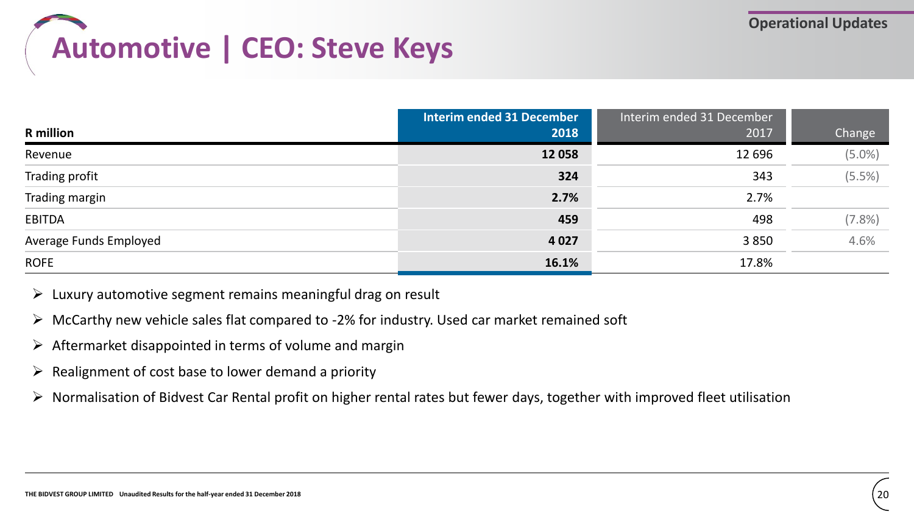Operational Updates

# Automotive | CEO: Steve Keys

| R million | Interim ended 31 December 2018 | Interim ended 31 December 2017 | Change |
|---|---|---|---|
| Revenue | **12 058** | 12 696 | (5.0%) |
| Trading profit | **324** | 343 | (5.5%) |
| Trading margin | **2.7%** | 2.7% | |
| EBITDA | **459** | 498 | (7.8%) |
| Average Funds Employed | **4 027** | 3 850 | 4.6% |
| ROFE | **16.1%** | 17.8% | |

- Luxury automotive segment remains meaningful drag on result
- McCarthy new vehicle sales flat compared to -2% for industry. Used car market remained soft
- Aftermarket disappointed in terms of volume and margin
- Realignment of cost base to lower demand a priority
- Normalisation of Bidvest Car Rental profit on higher rental rates but fewer days, together with improved fleet utilisation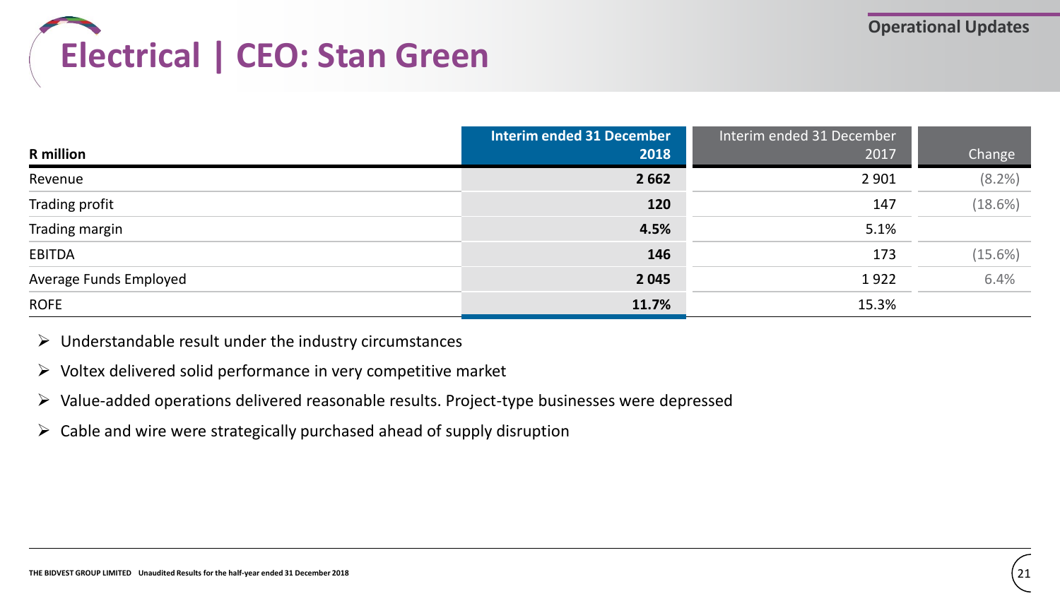# Electrical | CEO: Stan Green

| R million | Interim ended 31 December 2018 | Interim ended 31 December 2017 | Change |
|---|---|---|---|
| Revenue | **2 662** | 2 901 | (8.2%) |
| Trading profit | **120** | 147 | (18.6%) |
| Trading margin | **4.5%** | 5.1% | |
| EBITDA | **146** | 173 | (15.6%) |
| Average Funds Employed | **2 045** | 1 922 | 6.4% |
| ROFE | **11.7%** | 15.3% | |

- Understandable result under the industry circumstances
- Voltex delivered solid performance in very competitive market
- Value-added operations delivered reasonable results. Project-type businesses were depressed
- Cable and wire were strategically purchased ahead of supply disruption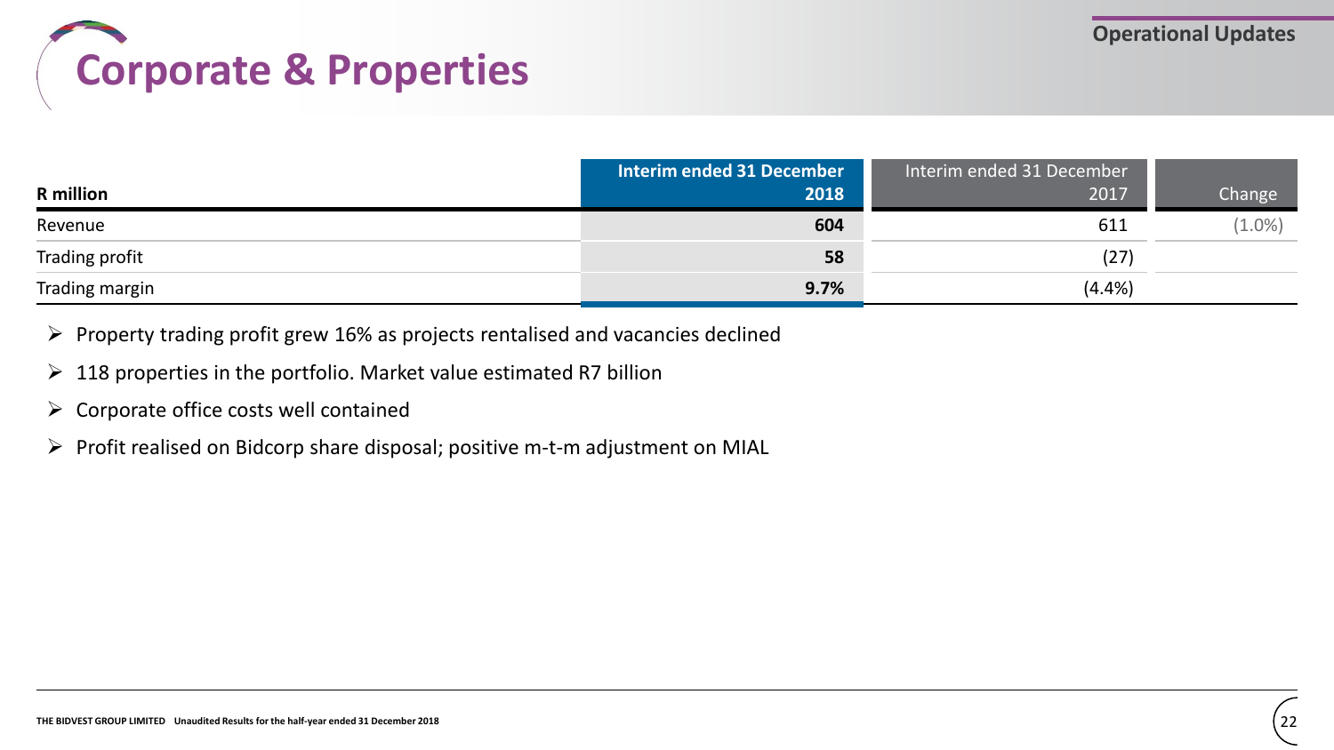# Corporate & Properties

| R million | Interim ended 31 December 2018 | Interim ended 31 December 2017 | Change |
|---|---|---|---|
| Revenue | **604** | 611 | (1.0%) |
| Trading profit | **58** | (27) | |
| Trading margin | **9.7%** | (4.4%) | |

- Property trading profit grew 16% as projects rentalised and vacancies declined
- 118 properties in the portfolio. Market value estimated R7 billion
- Corporate office costs well contained
- Profit realised on Bidcorp share disposal; positive m-t-m adjustment on MIAL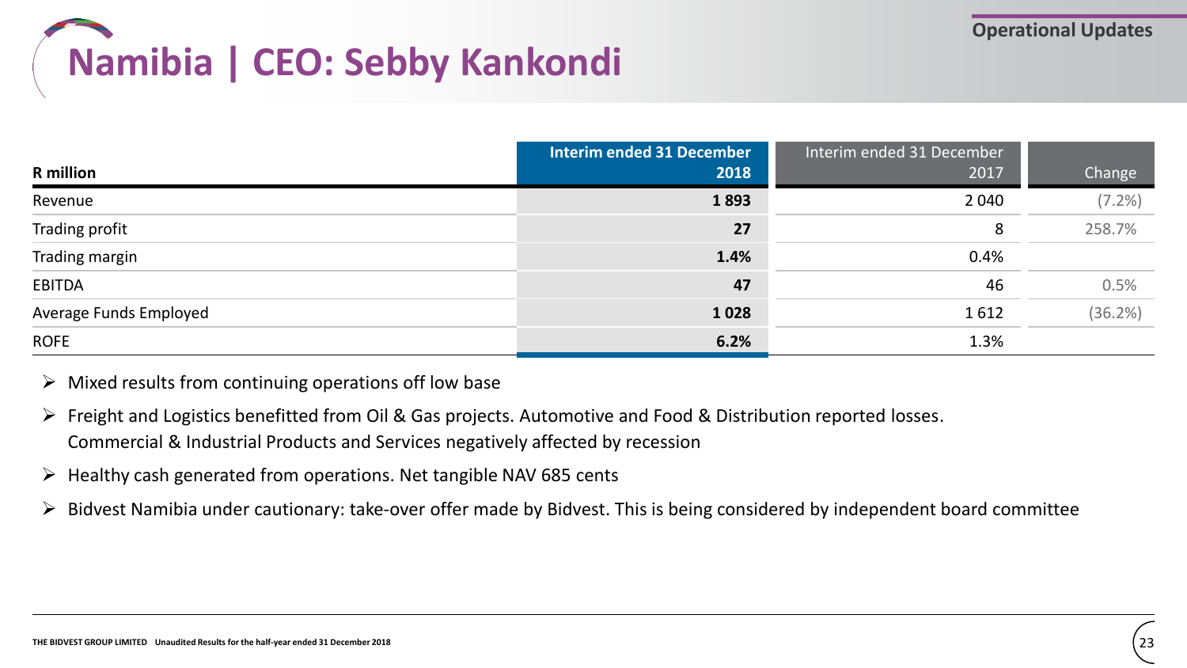# Namibia | CEO: Sebby Kankondi

Operational Updates

| R million | Interim ended 31 December 2018 | Interim ended 31 December 2017 | Change |
|---|---|---|---|
| Revenue | **1 893** | 2 040 | (7.2%) |
| Trading profit | **27** | 8 | 258.7% |
| Trading margin | **1.4%** | 0.4% | |
| EBITDA | **47** | 46 | 0.5% |
| Average Funds Employed | **1 028** | 1 612 | (36.2%) |
| ROFE | **6.2%** | 1.3% | |

- Mixed results from continuing operations off low base
- Freight and Logistics benefitted from Oil & Gas projects. Automotive and Food & Distribution reported losses. Commercial & Industrial Products and Services negatively affected by recession
- Healthy cash generated from operations. Net tangible NAV 685 cents
- Bidvest Namibia under cautionary: take-over offer made by Bidvest. This is being considered by independent board committee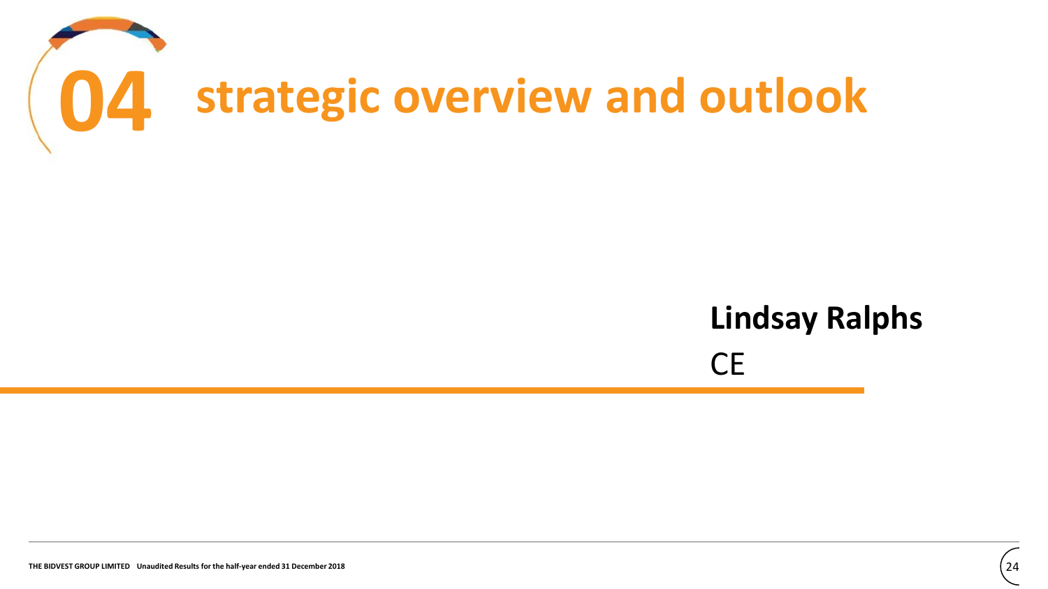# 04 strategic overview and outlook

**Lindsay Ralphs**

CE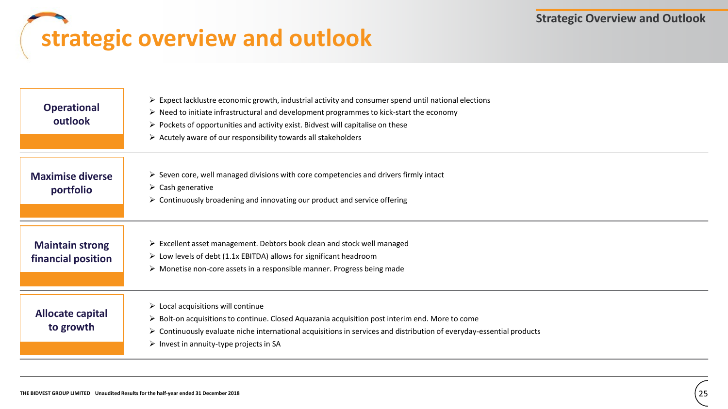# strategic overview and outlook

### Operational outlook

- Expect lacklustre economic growth, industrial activity and consumer spend until national elections
- Need to initiate infrastructural and development programmes to kick-start the economy
- Pockets of opportunities and activity exist. Bidvest will capitalise on these
- Acutely aware of our responsibility towards all stakeholders

### Maximise diverse portfolio

- Seven core, well managed divisions with core competencies and drivers firmly intact
- Cash generative
- Continuously broadening and innovating our product and service offering

### Maintain strong financial position

- Excellent asset management. Debtors book clean and stock well managed
- Low levels of debt (1.1x EBITDA) allows for significant headroom
- Monetise non-core assets in a responsible manner. Progress being made

### Allocate capital to growth

- Local acquisitions will continue
- Bolt-on acquisitions to continue. Closed Aquazania acquisition post interim end. More to come
- Continuously evaluate niche international acquisitions in services and distribution of everyday-essential products
- Invest in annuity-type projects in SA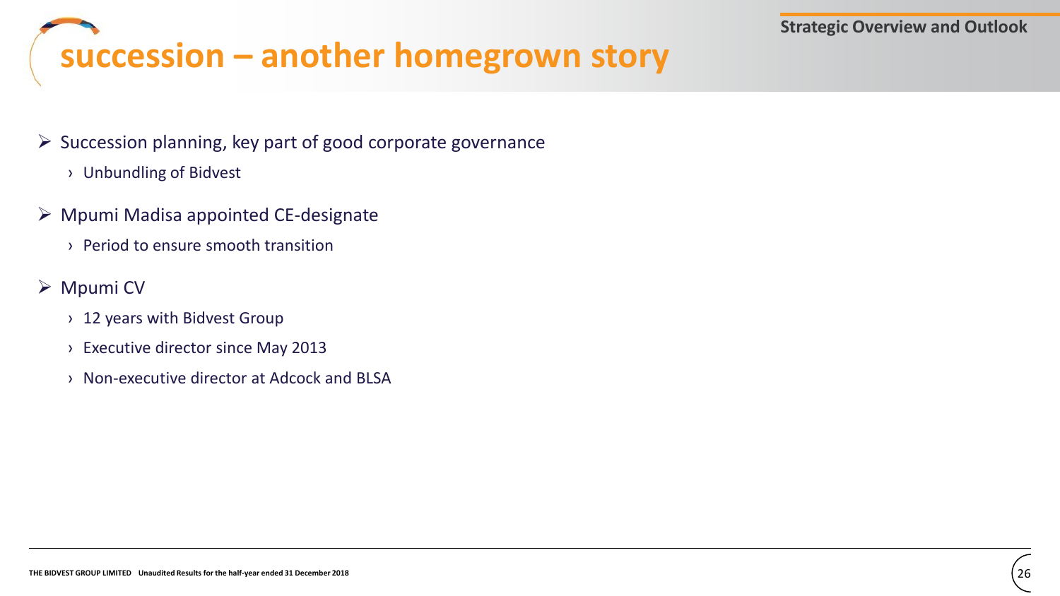# succession – another homegrown story

- Succession planning, key part of good corporate governance
  - Unbundling of Bidvest
- Mpumi Madisa appointed CE-designate
  - Period to ensure smooth transition
- Mpumi CV
  - 12 years with Bidvest Group
  - Executive director since May 2013
  - Non-executive director at Adcock and BLSA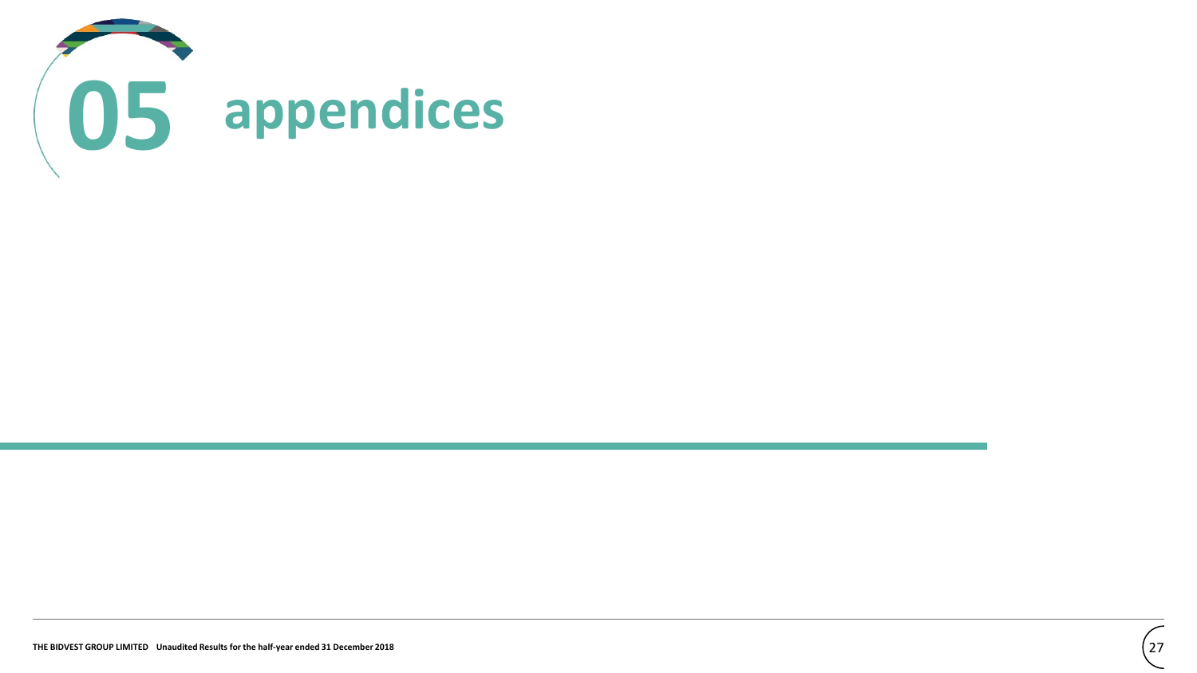# 05 appendices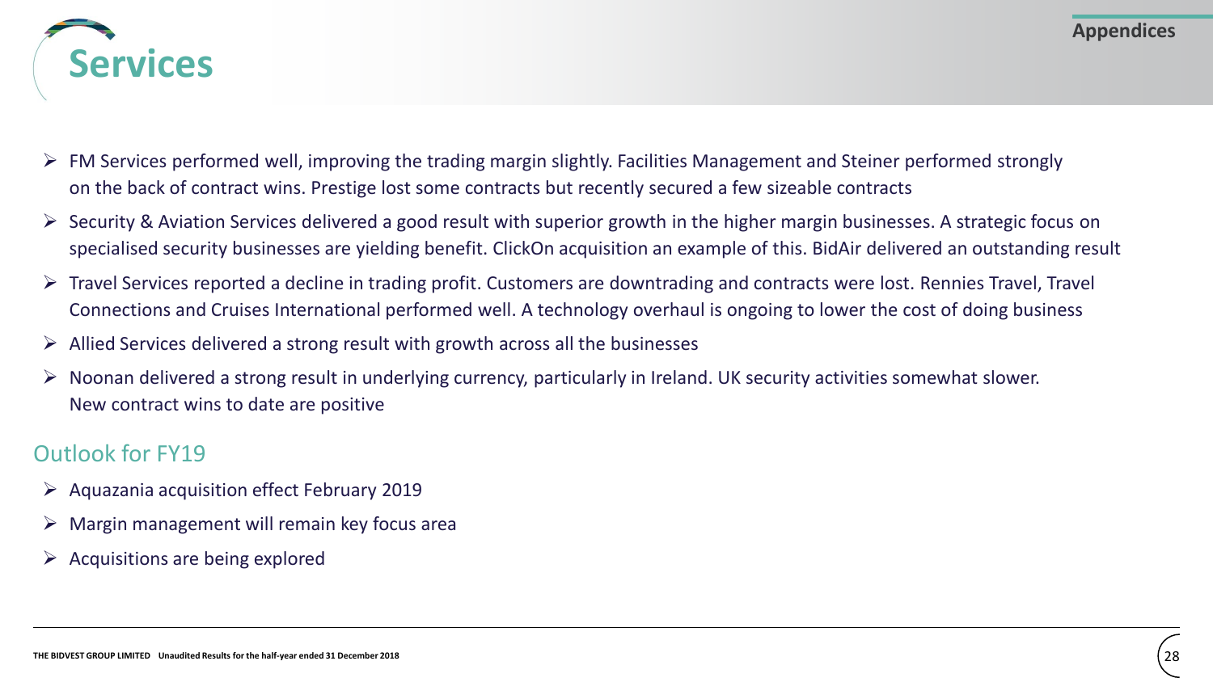# Services

- FM Services performed well, improving the trading margin slightly. Facilities Management and Steiner performed strongly on the back of contract wins. Prestige lost some contracts but recently secured a few sizeable contracts
- Security & Aviation Services delivered a good result with superior growth in the higher margin businesses. A strategic focus on specialised security businesses are yielding benefit. ClickOn acquisition an example of this. BidAir delivered an outstanding result
- Travel Services reported a decline in trading profit. Customers are downtrading and contracts were lost. Rennies Travel, Travel Connections and Cruises International performed well. A technology overhaul is ongoing to lower the cost of doing business
- Allied Services delivered a strong result with growth across all the businesses
- Noonan delivered a strong result in underlying currency, particularly in Ireland. UK security activities somewhat slower. New contract wins to date are positive

## Outlook for FY19

- Aquazania acquisition effect February 2019
- Margin management will remain key focus area
- Acquisitions are being explored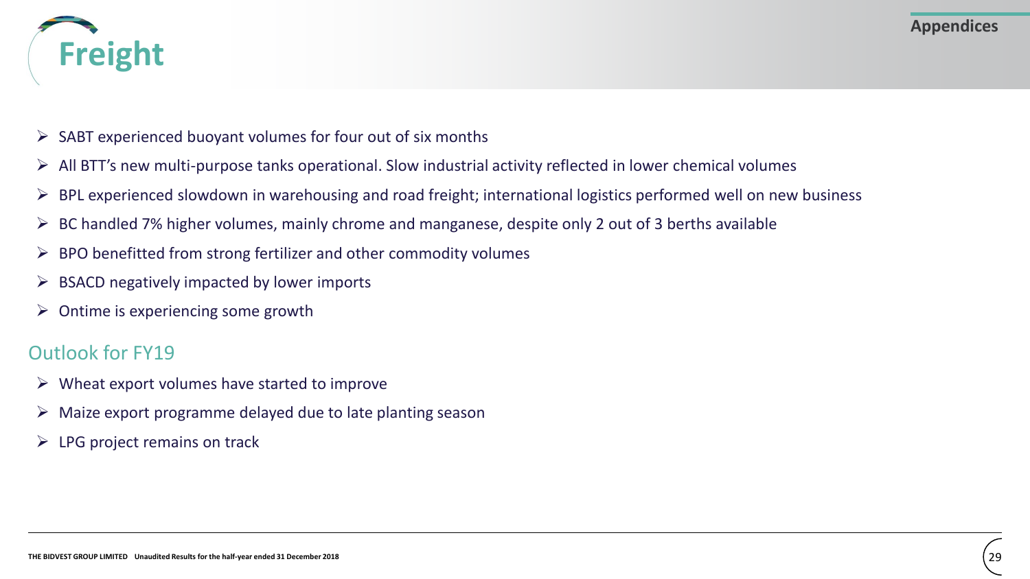# Freight

Appendices

- SABT experienced buoyant volumes for four out of six months
- All BTT's new multi-purpose tanks operational. Slow industrial activity reflected in lower chemical volumes
- BPL experienced slowdown in warehousing and road freight; international logistics performed well on new business
- BC handled 7% higher volumes, mainly chrome and manganese, despite only 2 out of 3 berths available
- BPO benefitted from strong fertilizer and other commodity volumes
- BSACD negatively impacted by lower imports
- Ontime is experiencing some growth

## Outlook for FY19

- Wheat export volumes have started to improve
- Maize export programme delayed due to late planting season
- LPG project remains on track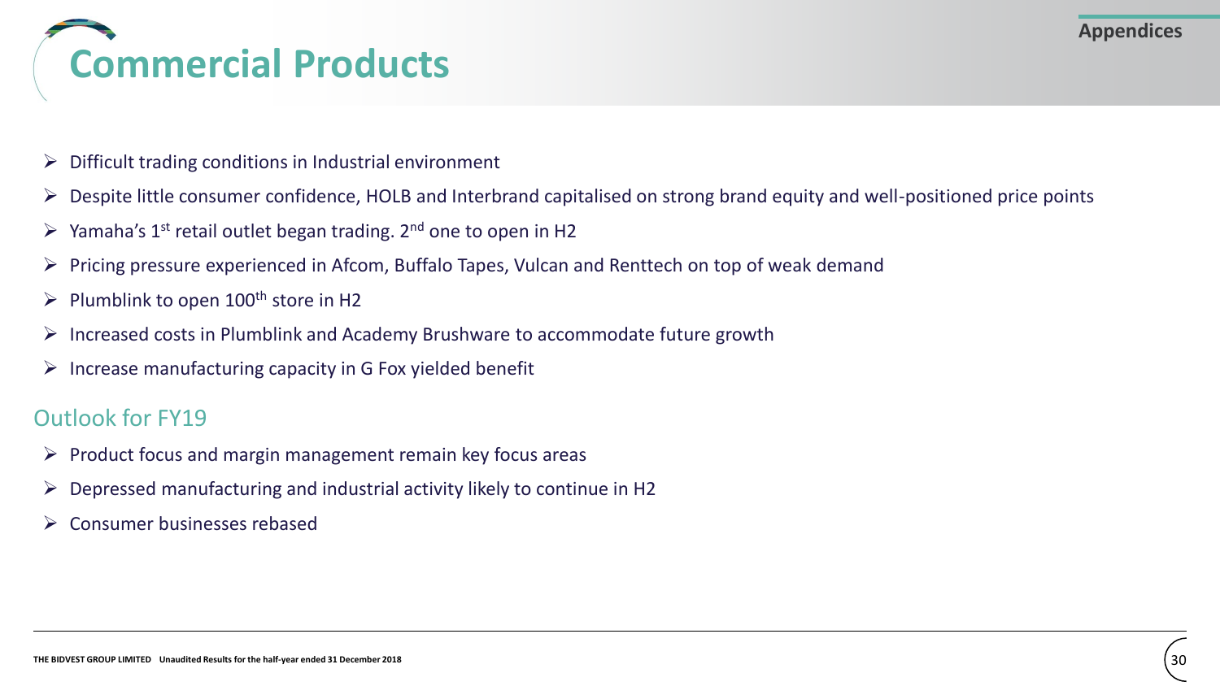# Commercial Products

- Difficult trading conditions in Industrial environment
- Despite little consumer confidence, HOLB and Interbrand capitalised on strong brand equity and well-positioned price points
- Yamaha's 1st retail outlet began trading. 2nd one to open in H2
- Pricing pressure experienced in Afcom, Buffalo Tapes, Vulcan and Renttech on top of weak demand
- Plumblink to open 100th store in H2
- Increased costs in Plumblink and Academy Brushware to accommodate future growth
- Increase manufacturing capacity in G Fox yielded benefit

## Outlook for FY19

- Product focus and margin management remain key focus areas
- Depressed manufacturing and industrial activity likely to continue in H2
- Consumer businesses rebased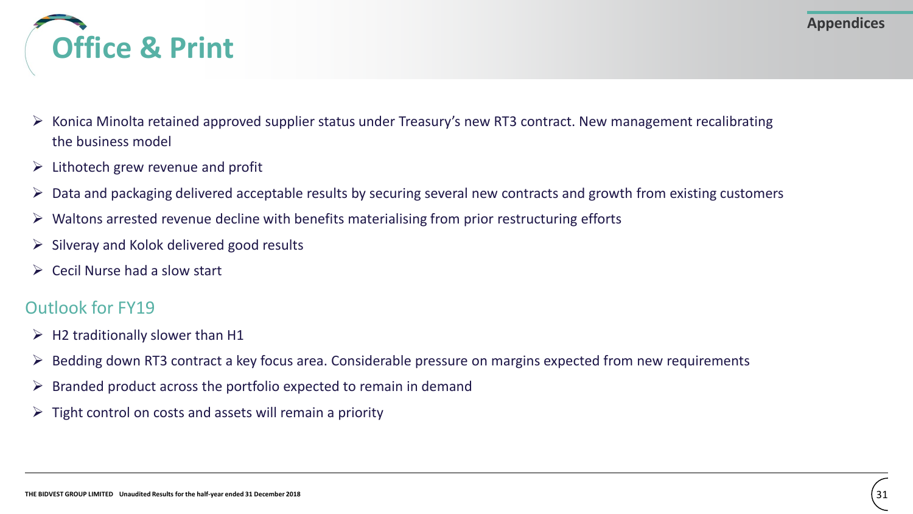# Office & Print

- Konica Minolta retained approved supplier status under Treasury's new RT3 contract. New management recalibrating the business model
- Lithotech grew revenue and profit
- Data and packaging delivered acceptable results by securing several new contracts and growth from existing customers
- Waltons arrested revenue decline with benefits materialising from prior restructuring efforts
- Silveray and Kolok delivered good results
- Cecil Nurse had a slow start

## Outlook for FY19

- H2 traditionally slower than H1
- Bedding down RT3 contract a key focus area. Considerable pressure on margins expected from new requirements
- Branded product across the portfolio expected to remain in demand
- Tight control on costs and assets will remain a priority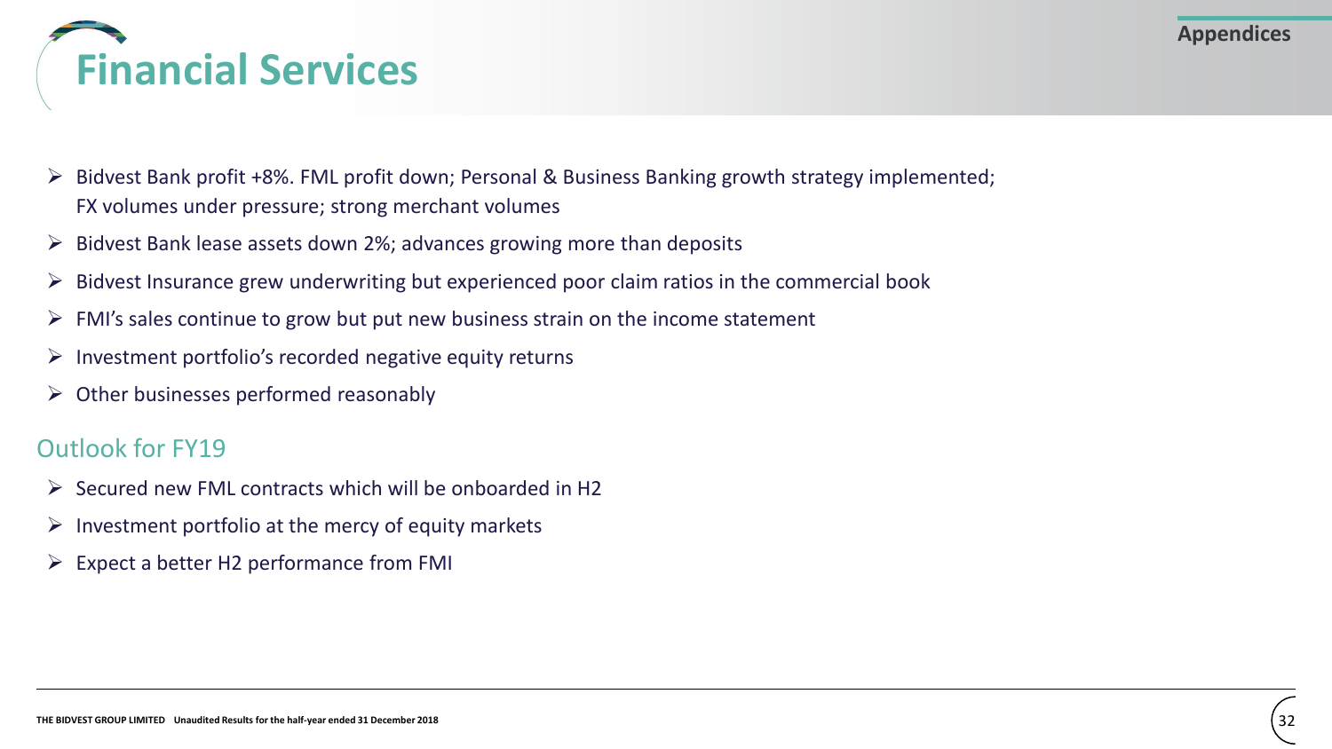# Financial Services

- Bidvest Bank profit +8%. FML profit down; Personal & Business Banking growth strategy implemented; FX volumes under pressure; strong merchant volumes
- Bidvest Bank lease assets down 2%; advances growing more than deposits
- Bidvest Insurance grew underwriting but experienced poor claim ratios in the commercial book
- FMI's sales continue to grow but put new business strain on the income statement
- Investment portfolio's recorded negative equity returns
- Other businesses performed reasonably

## Outlook for FY19

- Secured new FML contracts which will be onboarded in H2
- Investment portfolio at the mercy of equity markets
- Expect a better H2 performance from FMI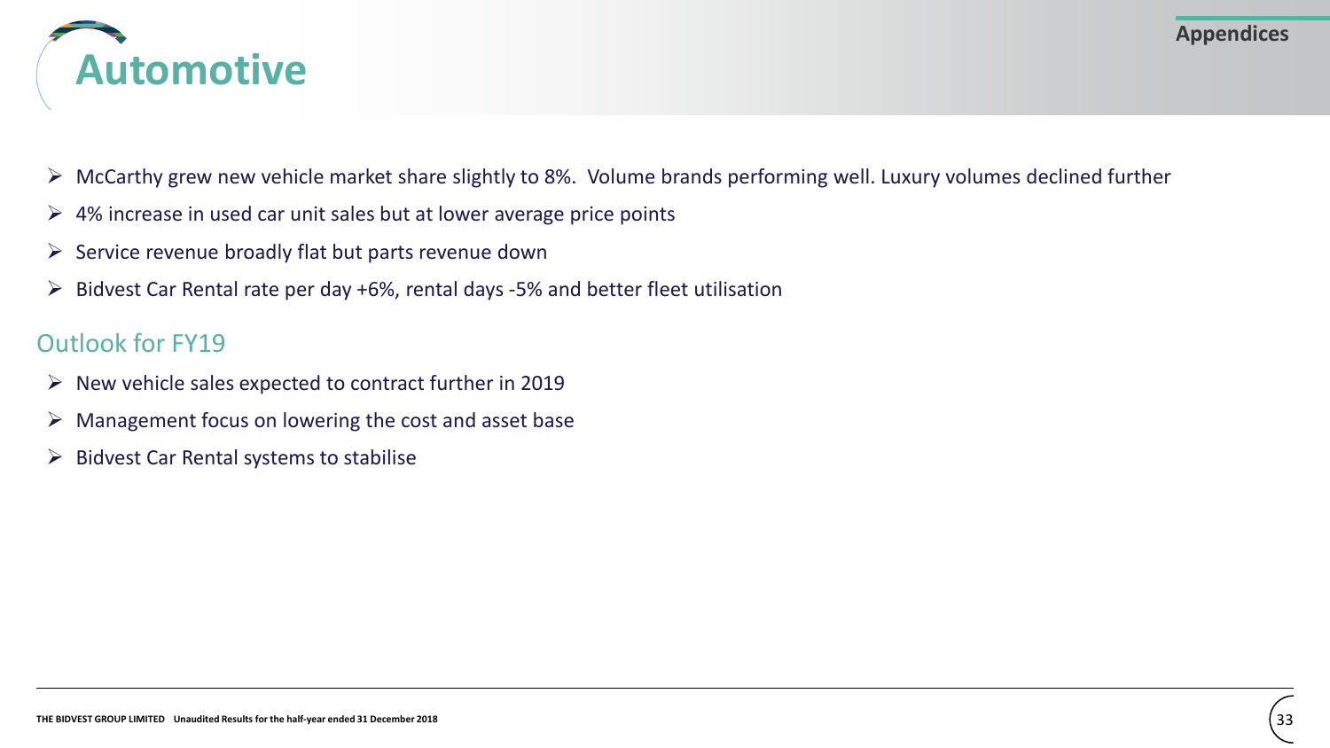# Automotive

- McCarthy grew new vehicle market share slightly to 8%. Volume brands performing well. Luxury volumes declined further
- 4% increase in used car unit sales but at lower average price points
- Service revenue broadly flat but parts revenue down
- Bidvest Car Rental rate per day +6%, rental days -5% and better fleet utilisation

## Outlook for FY19

- New vehicle sales expected to contract further in 2019
- Management focus on lowering the cost and asset base
- Bidvest Car Rental systems to stabilise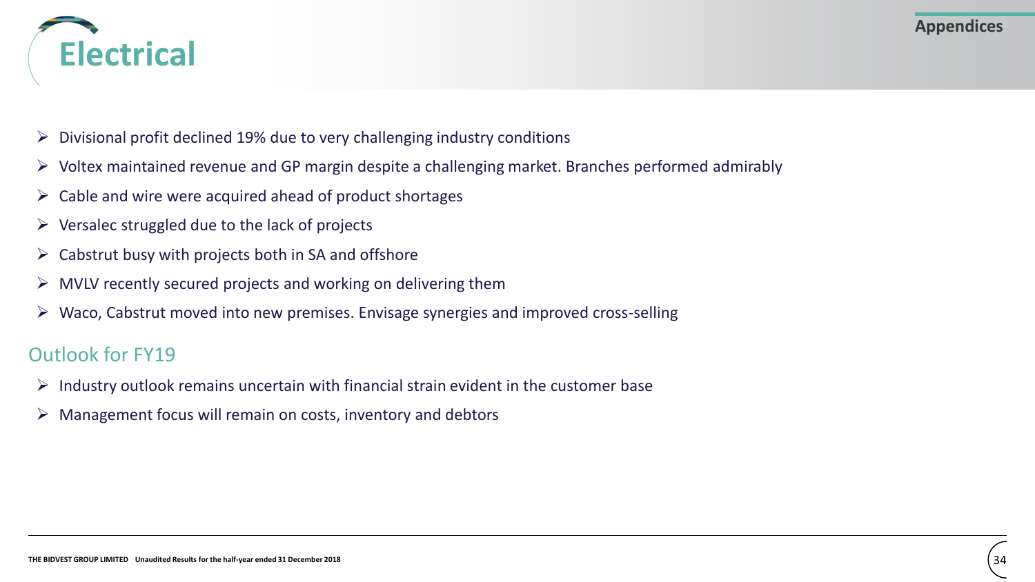# Electrical

- Divisional profit declined 19% due to very challenging industry conditions
- Voltex maintained revenue and GP margin despite a challenging market. Branches performed admirably
- Cable and wire were acquired ahead of product shortages
- Versalec struggled due to the lack of projects
- Cabstrut busy with projects both in SA and offshore
- MVLV recently secured projects and working on delivering them
- Waco, Cabstrut moved into new premises. Envisage synergies and improved cross-selling

## Outlook for FY19

- Industry outlook remains uncertain with financial strain evident in the customer base
- Management focus will remain on costs, inventory and debtors